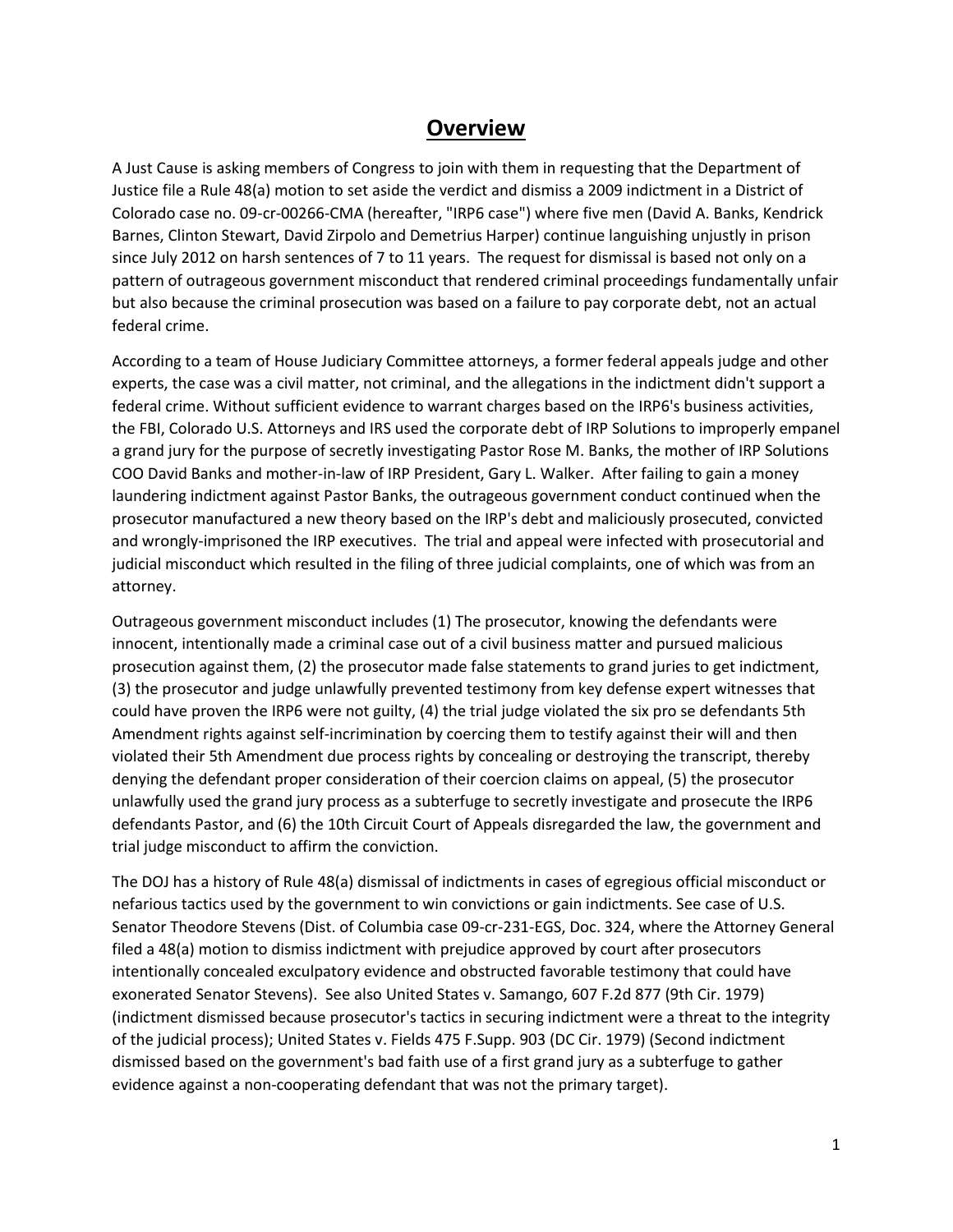# Overview

A Just Cause is asking members of Congress to join with them in requesting that the Department of Justice file a Rule 48(a) motion to set aside the verdict and dismiss a 2009 indictment in a District of Colorado case no. 09-cr-00266-CMA (hereafter, "IRP6 case") where five men (David A. Banks, Kendrick Barnes, Clinton Stewart, David Zirpolo and Demetrius Harper) continue languishing unjustly in prison since July 2012 on harsh sentences of 7 to 11 years. The request for dismissal is based not only on a pattern of outrageous government misconduct that rendered criminal proceedings fundamentally unfair but also because the criminal prosecution was based on a failure to pay corporate debt, not an actual federal crime.

According to a team of House Judiciary Committee attorneys, a former federal appeals judge and other experts, the case was a civil matter, not criminal, and the allegations in the indictment didn't support a federal crime. Without sufficient evidence to warrant charges based on the IRP6's business activities, the FBI, Colorado U.S. Attorneys and IRS used the corporate debt of IRP Solutions to improperly empanel a grand jury for the purpose of secretly investigating Pastor Rose M. Banks, the mother of IRP Solutions COO David Banks and mother-in-law of IRP President, Gary L. Walker. After failing to gain a money laundering indictment against Pastor Banks, the outrageous government conduct continued when the prosecutor manufactured a new theory based on the IRP's debt and maliciously prosecuted, convicted and wrongly-imprisoned the IRP executives. The trial and appeal were infected with prosecutorial and judicial misconduct which resulted in the filing of three judicial complaints, one of which was from an attorney.

Outrageous government misconduct includes (1) The prosecutor, knowing the defendants were innocent, intentionally made a criminal case out of a civil business matter and pursued malicious prosecution against them, (2) the prosecutor made false statements to grand juries to get indictment, (3) the prosecutor and judge unlawfully prevented testimony from key defense expert witnesses that could have proven the IRP6 were not guilty, (4) the trial judge violated the six pro se defendants 5th Amendment rights against self-incrimination by coercing them to testify against their will and then violated their 5th Amendment due process rights by concealing or destroying the transcript, thereby denying the defendant proper consideration of their coercion claims on appeal, (5) the prosecutor unlawfully used the grand jury process as a subterfuge to secretly investigate and prosecute the IRP6 defendants Pastor, and (6) the 10th Circuit Court of Appeals disregarded the law, the government and trial judge misconduct to affirm the conviction.

The DOJ has a history of Rule 48(a) dismissal of indictments in cases of egregious official misconduct or nefarious tactics used by the government to win convictions or gain indictments. See case of U.S. Senator Theodore Stevens (Dist. of Columbia case 09-cr-231-EGS, Doc. 324, where the Attorney General filed a 48(a) motion to dismiss indictment with prejudice approved by court after prosecutors intentionally concealed exculpatory evidence and obstructed favorable testimony that could have exonerated Senator Stevens). See also United States v. Samango, 607 F.2d 877 (9th Cir. 1979) (indictment dismissed because prosecutor's tactics in securing indictment were a threat to the integrity of the judicial process); United States v. Fields 475 F.Supp. 903 (DC Cir. 1979) (Second indictment dismissed based on the government's bad faith use of a first grand jury as a subterfuge to gather evidence against a non-cooperating defendant that was not the primary target).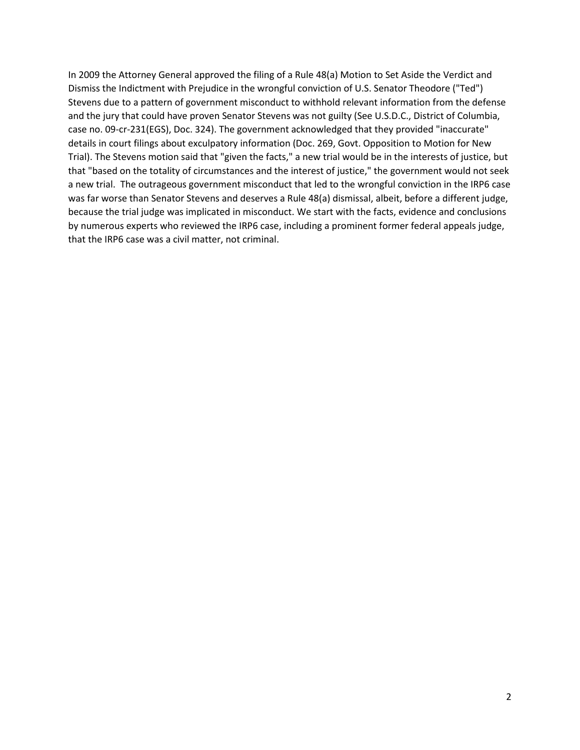In 2009 the Attorney General approved the filing of a Rule 48(a) Motion to Set Aside the Verdict and Dismiss the Indictment with Prejudice in the wrongful conviction of U.S. Senator Theodore ("Ted") Stevens due to a pattern of government misconduct to withhold relevant information from the defense and the jury that could have proven Senator Stevens was not guilty (See U.S.D.C., District of Columbia, case no. 09-cr-231(EGS), Doc. 324). The government acknowledged that they provided "inaccurate" details in court filings about exculpatory information (Doc. 269, Govt. Opposition to Motion for New Trial). The Stevens motion said that "given the facts," a new trial would be in the interests of justice, but that "based on the totality of circumstances and the interest of justice," the government would not seek a new trial. The outrageous government misconduct that led to the wrongful conviction in the IRP6 case was far worse than Senator Stevens and deserves a Rule 48(a) dismissal, albeit, before a different judge, because the trial judge was implicated in misconduct. We start with the facts, evidence and conclusions by numerous experts who reviewed the IRP6 case, including a prominent former federal appeals judge, that the IRP6 case was a civil matter, not criminal.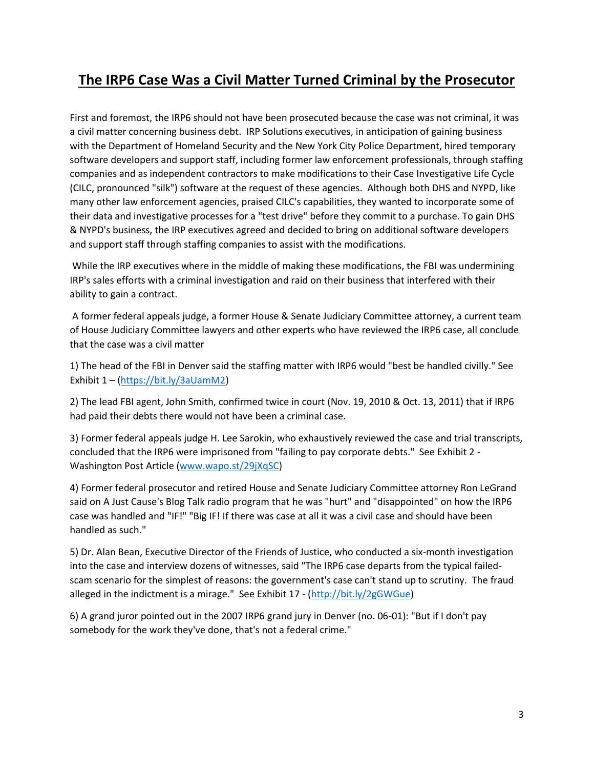# The IRP6 Case Was a Civil Matter Turned Criminal by the Prosecutor

First and foremost, the IRP6 should not have been prosecuted because the case was not criminal, it was a civil matter concerning business debt. IRP Solutions executives, in anticipation of gaining business with the Department of Homeland Security and the New York City Police Department, hired temporary software developers and support staff, including former law enforcement professionals, through staffing companies and as independent contractors to make modifications to their Case Investigative Life Cycle (CILC, pronounced "silk") software at the request of these agencies. Although both DHS and NYPD, like many other law enforcement agencies, praised CILC's capabilities, they wanted to incorporate some of their data and investigative processes for a "test drive" before they commit to a purchase. To gain DHS & NYPD's business, the IRP executives agreed and decided to bring on additional software developers and support staff through staffing companies to assist with the modifications.

While the IRP executives where in the middle of making these modifications, the FBI was undermining IRP's sales efforts with a criminal investigation and raid on their business that interfered with their ability to gain a contract.

A former federal appeals judge, a former House & Senate Judiciary Committee attorney, a current team of House Judiciary Committee lawyers and other experts who have reviewed the IRP6 case, all conclude that the case was a civil matter

1) The head of the FBI in Denver said the staffing matter with IRP6 would "best be handled civilly." See Exhibit 1 – (https://bit.ly/3aUamM2)

2) The lead FBI agent, John Smith, confirmed twice in court (Nov. 19, 2010 & Oct. 13, 2011) that if IRP6 had paid their debts there would not have been a criminal case.

3) Former federal appeals judge H. Lee Sarokin, who exhaustively reviewed the case and trial transcripts, concluded that the IRP6 were imprisoned from "failing to pay corporate debts." See Exhibit 2 - Washington Post Article (www.wapo.st/29jXqSC)

4) Former federal prosecutor and retired House and Senate Judiciary Committee attorney Ron LeGrand said on A Just Cause's Blog Talk radio program that he was "hurt" and "disappointed" on how the IRP6 case was handled and "IF!" "Big IF! If there was case at all it was a civil case and should have been handled as such."

5) Dr. Alan Bean, Executive Director of the Friends of Justice, who conducted a six-month investigation into the case and interview dozens of witnesses, said "The IRP6 case departs from the typical failed-scam scenario for the simplest of reasons: the government's case can't stand up to scrutiny. The fraud alleged in the indictment is a mirage." See Exhibit 17 - (http://bit.ly/2gGWGue)

6) A grand juror pointed out in the 2007 IRP6 grand jury in Denver (no. 06-01): "But if I don't pay somebody for the work they've done, that's not a federal crime."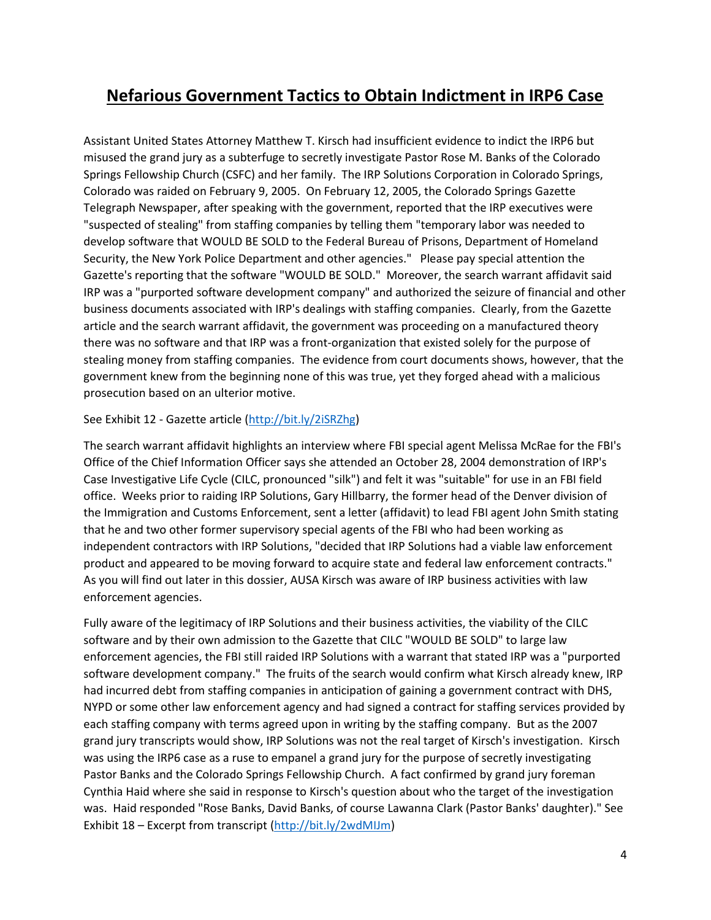# Nefarious Government Tactics to Obtain Indictment in IRP6 Case

Assistant United States Attorney Matthew T. Kirsch had insufficient evidence to indict the IRP6 but misused the grand jury as a subterfuge to secretly investigate Pastor Rose M. Banks of the Colorado Springs Fellowship Church (CSFC) and her family. The IRP Solutions Corporation in Colorado Springs, Colorado was raided on February 9, 2005. On February 12, 2005, the Colorado Springs Gazette Telegraph Newspaper, after speaking with the government, reported that the IRP executives were "suspected of stealing" from staffing companies by telling them "temporary labor was needed to develop software that WOULD BE SOLD to the Federal Bureau of Prisons, Department of Homeland Security, the New York Police Department and other agencies." Please pay special attention the Gazette's reporting that the software "WOULD BE SOLD." Moreover, the search warrant affidavit said IRP was a "purported software development company" and authorized the seizure of financial and other business documents associated with IRP's dealings with staffing companies. Clearly, from the Gazette article and the search warrant affidavit, the government was proceeding on a manufactured theory there was no software and that IRP was a front-organization that existed solely for the purpose of stealing money from staffing companies. The evidence from court documents shows, however, that the government knew from the beginning none of this was true, yet they forged ahead with a malicious prosecution based on an ulterior motive.

See Exhibit 12 - Gazette article (http://bit.ly/2iSRZhg)

The search warrant affidavit highlights an interview where FBI special agent Melissa McRae for the FBI's Office of the Chief Information Officer says she attended an October 28, 2004 demonstration of IRP's Case Investigative Life Cycle (CILC, pronounced "silk") and felt it was "suitable" for use in an FBI field office. Weeks prior to raiding IRP Solutions, Gary Hillbarry, the former head of the Denver division of the Immigration and Customs Enforcement, sent a letter (affidavit) to lead FBI agent John Smith stating that he and two other former supervisory special agents of the FBI who had been working as independent contractors with IRP Solutions, "decided that IRP Solutions had a viable law enforcement product and appeared to be moving forward to acquire state and federal law enforcement contracts." As you will find out later in this dossier, AUSA Kirsch was aware of IRP business activities with law enforcement agencies.

Fully aware of the legitimacy of IRP Solutions and their business activities, the viability of the CILC software and by their own admission to the Gazette that CILC "WOULD BE SOLD" to large law enforcement agencies, the FBI still raided IRP Solutions with a warrant that stated IRP was a "purported software development company." The fruits of the search would confirm what Kirsch already knew, IRP had incurred debt from staffing companies in anticipation of gaining a government contract with DHS, NYPD or some other law enforcement agency and had signed a contract for staffing services provided by each staffing company with terms agreed upon in writing by the staffing company. But as the 2007 grand jury transcripts would show, IRP Solutions was not the real target of Kirsch's investigation. Kirsch was using the IRP6 case as a ruse to empanel a grand jury for the purpose of secretly investigating Pastor Banks and the Colorado Springs Fellowship Church. A fact confirmed by grand jury foreman Cynthia Haid where she said in response to Kirsch's question about who the target of the investigation was. Haid responded "Rose Banks, David Banks, of course Lawanna Clark (Pastor Banks' daughter)." See Exhibit 18 – Excerpt from transcript (http://bit.ly/2wdMIJm)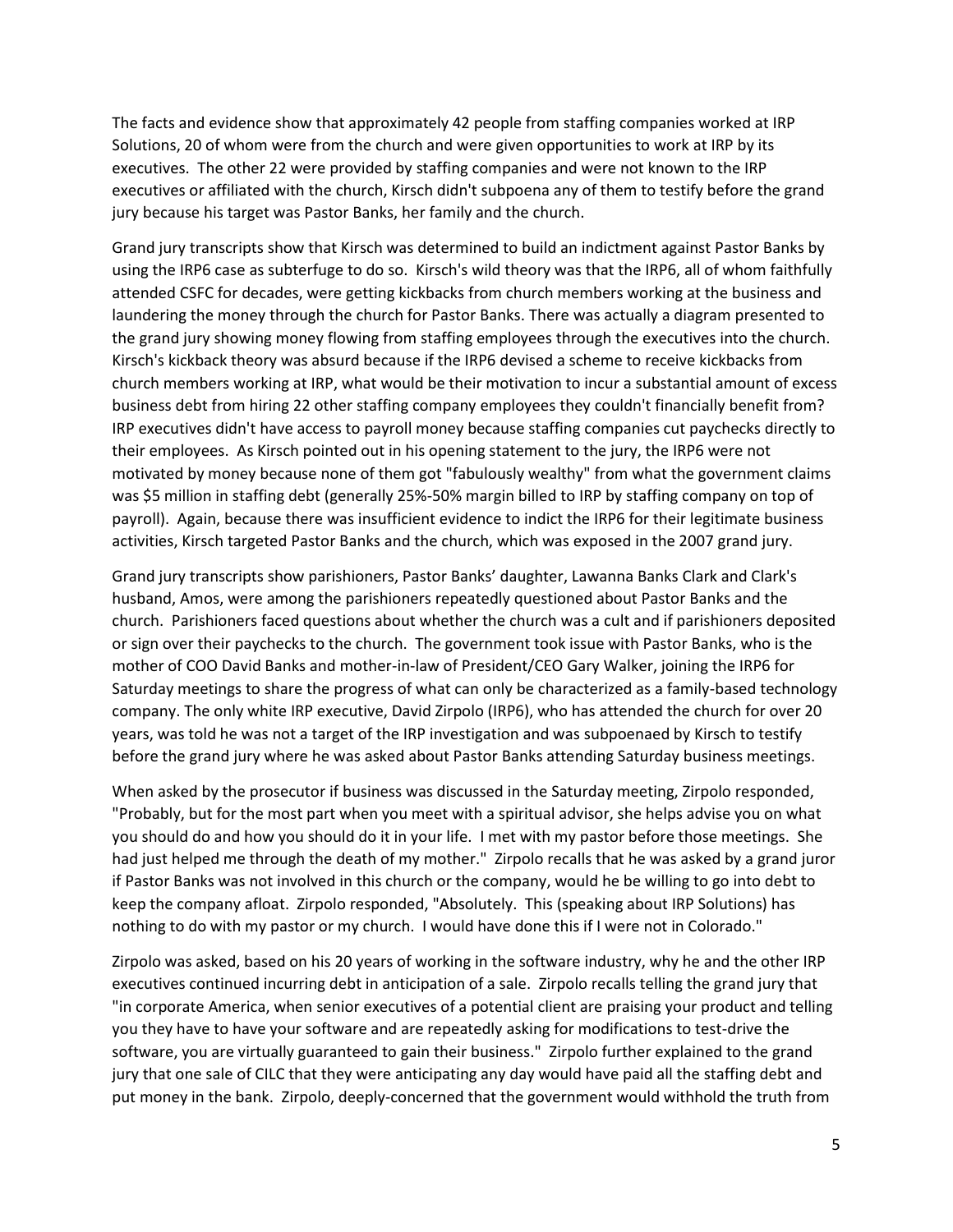The facts and evidence show that approximately 42 people from staffing companies worked at IRP Solutions, 20 of whom were from the church and were given opportunities to work at IRP by its executives. The other 22 were provided by staffing companies and were not known to the IRP executives or affiliated with the church, Kirsch didn't subpoena any of them to testify before the grand jury because his target was Pastor Banks, her family and the church.

Grand jury transcripts show that Kirsch was determined to build an indictment against Pastor Banks by using the IRP6 case as subterfuge to do so. Kirsch's wild theory was that the IRP6, all of whom faithfully attended CSFC for decades, were getting kickbacks from church members working at the business and laundering the money through the church for Pastor Banks. There was actually a diagram presented to the grand jury showing money flowing from staffing employees through the executives into the church. Kirsch's kickback theory was absurd because if the IRP6 devised a scheme to receive kickbacks from church members working at IRP, what would be their motivation to incur a substantial amount of excess business debt from hiring 22 other staffing company employees they couldn't financially benefit from? IRP executives didn't have access to payroll money because staffing companies cut paychecks directly to their employees. As Kirsch pointed out in his opening statement to the jury, the IRP6 were not motivated by money because none of them got "fabulously wealthy" from what the government claims was $5 million in staffing debt (generally 25%-50% margin billed to IRP by staffing company on top of payroll). Again, because there was insufficient evidence to indict the IRP6 for their legitimate business activities, Kirsch targeted Pastor Banks and the church, which was exposed in the 2007 grand jury.

Grand jury transcripts show parishioners, Pastor Banks' daughter, Lawanna Banks Clark and Clark's husband, Amos, were among the parishioners repeatedly questioned about Pastor Banks and the church. Parishioners faced questions about whether the church was a cult and if parishioners deposited or sign over their paychecks to the church. The government took issue with Pastor Banks, who is the mother of COO David Banks and mother-in-law of President/CEO Gary Walker, joining the IRP6 for Saturday meetings to share the progress of what can only be characterized as a family-based technology company. The only white IRP executive, David Zirpolo (IRP6), who has attended the church for over 20 years, was told he was not a target of the IRP investigation and was subpoenaed by Kirsch to testify before the grand jury where he was asked about Pastor Banks attending Saturday business meetings.

When asked by the prosecutor if business was discussed in the Saturday meeting, Zirpolo responded, "Probably, but for the most part when you meet with a spiritual advisor, she helps advise you on what you should do and how you should do it in your life. I met with my pastor before those meetings. She had just helped me through the death of my mother." Zirpolo recalls that he was asked by a grand juror if Pastor Banks was not involved in this church or the company, would he be willing to go into debt to keep the company afloat. Zirpolo responded, "Absolutely. This (speaking about IRP Solutions) has nothing to do with my pastor or my church. I would have done this if I were not in Colorado."

Zirpolo was asked, based on his 20 years of working in the software industry, why he and the other IRP executives continued incurring debt in anticipation of a sale. Zirpolo recalls telling the grand jury that "in corporate America, when senior executives of a potential client are praising your product and telling you they have to have your software and are repeatedly asking for modifications to test-drive the software, you are virtually guaranteed to gain their business." Zirpolo further explained to the grand jury that one sale of CILC that they were anticipating any day would have paid all the staffing debt and put money in the bank. Zirpolo, deeply-concerned that the government would withhold the truth from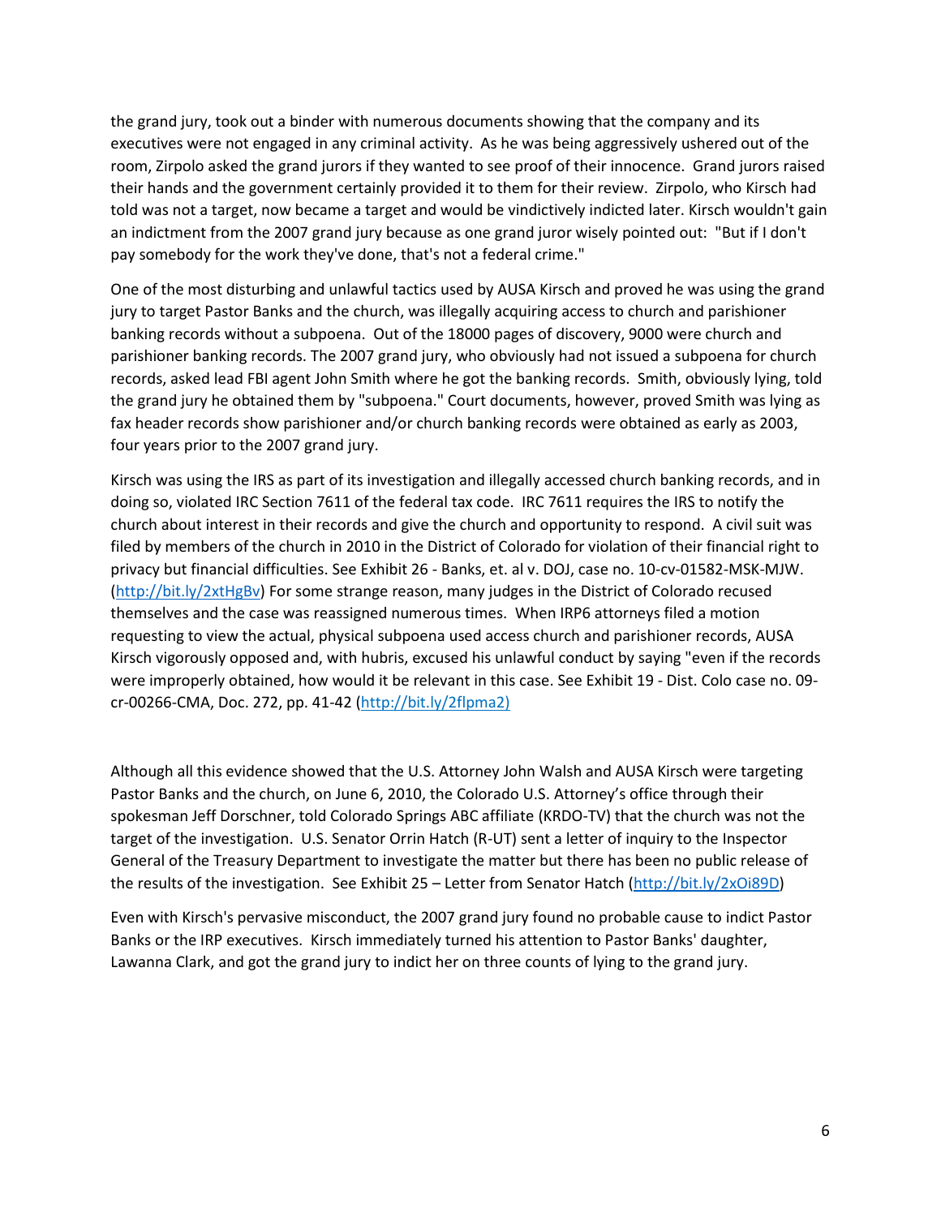the grand jury, took out a binder with numerous documents showing that the company and its executives were not engaged in any criminal activity. As he was being aggressively ushered out of the room, Zirpolo asked the grand jurors if they wanted to see proof of their innocence. Grand jurors raised their hands and the government certainly provided it to them for their review. Zirpolo, who Kirsch had told was not a target, now became a target and would be vindictively indicted later. Kirsch wouldn't gain an indictment from the 2007 grand jury because as one grand juror wisely pointed out: "But if I don't pay somebody for the work they've done, that's not a federal crime."

One of the most disturbing and unlawful tactics used by AUSA Kirsch and proved he was using the grand jury to target Pastor Banks and the church, was illegally acquiring access to church and parishioner banking records without a subpoena. Out of the 18000 pages of discovery, 9000 were church and parishioner banking records. The 2007 grand jury, who obviously had not issued a subpoena for church records, asked lead FBI agent John Smith where he got the banking records. Smith, obviously lying, told the grand jury he obtained them by "subpoena." Court documents, however, proved Smith was lying as fax header records show parishioner and/or church banking records were obtained as early as 2003, four years prior to the 2007 grand jury.

Kirsch was using the IRS as part of its investigation and illegally accessed church banking records, and in doing so, violated IRC Section 7611 of the federal tax code. IRC 7611 requires the IRS to notify the church about interest in their records and give the church and opportunity to respond. A civil suit was filed by members of the church in 2010 in the District of Colorado for violation of their financial right to privacy but financial difficulties. See Exhibit 26 - Banks, et. al v. DOJ, case no. 10-cv-01582-MSK-MJW. (http://bit.ly/2xtHgBv) For some strange reason, many judges in the District of Colorado recused themselves and the case was reassigned numerous times. When IRP6 attorneys filed a motion requesting to view the actual, physical subpoena used access church and parishioner records, AUSA Kirsch vigorously opposed and, with hubris, excused his unlawful conduct by saying "even if the records were improperly obtained, how would it be relevant in this case. See Exhibit 19 - Dist. Colo case no. 09-cr-00266-CMA, Doc. 272, pp. 41-42 (http://bit.ly/2flpma2)

Although all this evidence showed that the U.S. Attorney John Walsh and AUSA Kirsch were targeting Pastor Banks and the church, on June 6, 2010, the Colorado U.S. Attorney's office through their spokesman Jeff Dorschner, told Colorado Springs ABC affiliate (KRDO-TV) that the church was not the target of the investigation. U.S. Senator Orrin Hatch (R-UT) sent a letter of inquiry to the Inspector General of the Treasury Department to investigate the matter but there has been no public release of the results of the investigation. See Exhibit 25 – Letter from Senator Hatch (http://bit.ly/2xOi89D)

Even with Kirsch's pervasive misconduct, the 2007 grand jury found no probable cause to indict Pastor Banks or the IRP executives. Kirsch immediately turned his attention to Pastor Banks' daughter, Lawanna Clark, and got the grand jury to indict her on three counts of lying to the grand jury.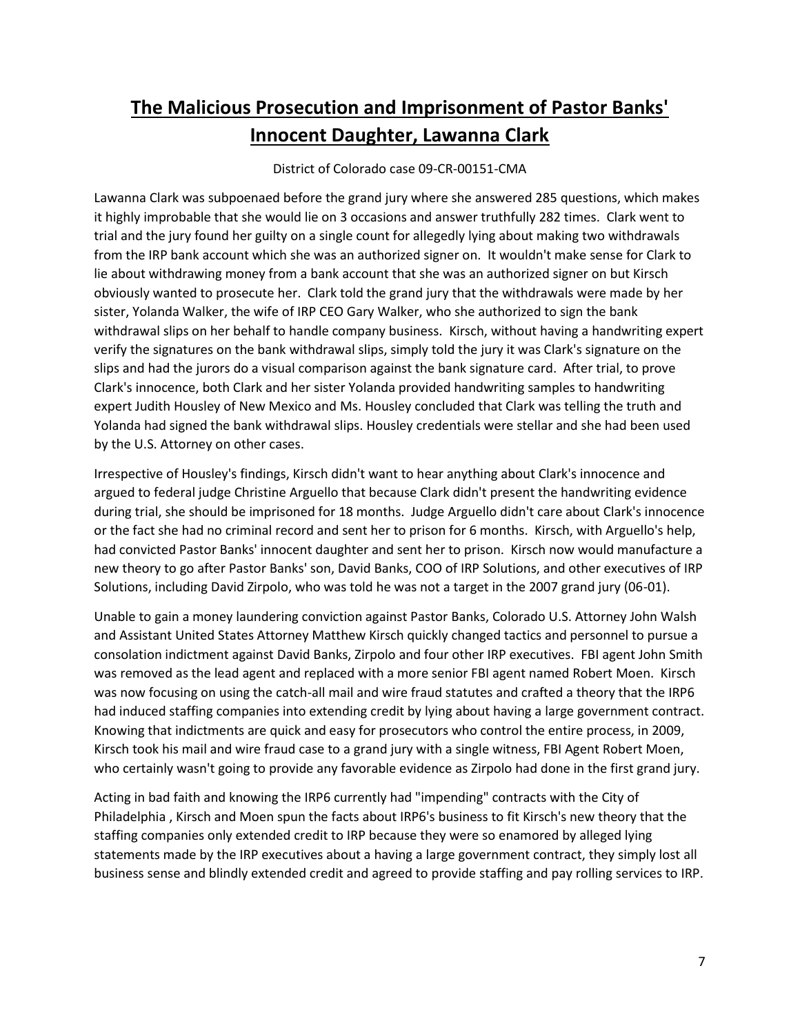# **The Malicious Prosecution and Imprisonment of Pastor Banks' Innocent Daughter, Lawanna Clark**

District of Colorado case 09-CR-00151-CMA

Lawanna Clark was subpoenaed before the grand jury where she answered 285 questions, which makes it highly improbable that she would lie on 3 occasions and answer truthfully 282 times. Clark went to trial and the jury found her guilty on a single count for allegedly lying about making two withdrawals from the IRP bank account which she was an authorized signer on. It wouldn't make sense for Clark to lie about withdrawing money from a bank account that she was an authorized signer on but Kirsch obviously wanted to prosecute her. Clark told the grand jury that the withdrawals were made by her sister, Yolanda Walker, the wife of IRP CEO Gary Walker, who she authorized to sign the bank withdrawal slips on her behalf to handle company business. Kirsch, without having a handwriting expert verify the signatures on the bank withdrawal slips, simply told the jury it was Clark's signature on the slips and had the jurors do a visual comparison against the bank signature card. After trial, to prove Clark's innocence, both Clark and her sister Yolanda provided handwriting samples to handwriting expert Judith Housley of New Mexico and Ms. Housley concluded that Clark was telling the truth and Yolanda had signed the bank withdrawal slips. Housley credentials were stellar and she had been used by the U.S. Attorney on other cases.

Irrespective of Housley's findings, Kirsch didn't want to hear anything about Clark's innocence and argued to federal judge Christine Arguello that because Clark didn't present the handwriting evidence during trial, she should be imprisoned for 18 months. Judge Arguello didn't care about Clark's innocence or the fact she had no criminal record and sent her to prison for 6 months. Kirsch, with Arguello's help, had convicted Pastor Banks' innocent daughter and sent her to prison. Kirsch now would manufacture a new theory to go after Pastor Banks' son, David Banks, COO of IRP Solutions, and other executives of IRP Solutions, including David Zirpolo, who was told he was not a target in the 2007 grand jury (06-01).

Unable to gain a money laundering conviction against Pastor Banks, Colorado U.S. Attorney John Walsh and Assistant United States Attorney Matthew Kirsch quickly changed tactics and personnel to pursue a consolation indictment against David Banks, Zirpolo and four other IRP executives. FBI agent John Smith was removed as the lead agent and replaced with a more senior FBI agent named Robert Moen. Kirsch was now focusing on using the catch-all mail and wire fraud statutes and crafted a theory that the IRP6 had induced staffing companies into extending credit by lying about having a large government contract. Knowing that indictments are quick and easy for prosecutors who control the entire process, in 2009, Kirsch took his mail and wire fraud case to a grand jury with a single witness, FBI Agent Robert Moen, who certainly wasn't going to provide any favorable evidence as Zirpolo had done in the first grand jury.

Acting in bad faith and knowing the IRP6 currently had "impending" contracts with the City of Philadelphia , Kirsch and Moen spun the facts about IRP6's business to fit Kirsch's new theory that the staffing companies only extended credit to IRP because they were so enamored by alleged lying statements made by the IRP executives about a having a large government contract, they simply lost all business sense and blindly extended credit and agreed to provide staffing and pay rolling services to IRP.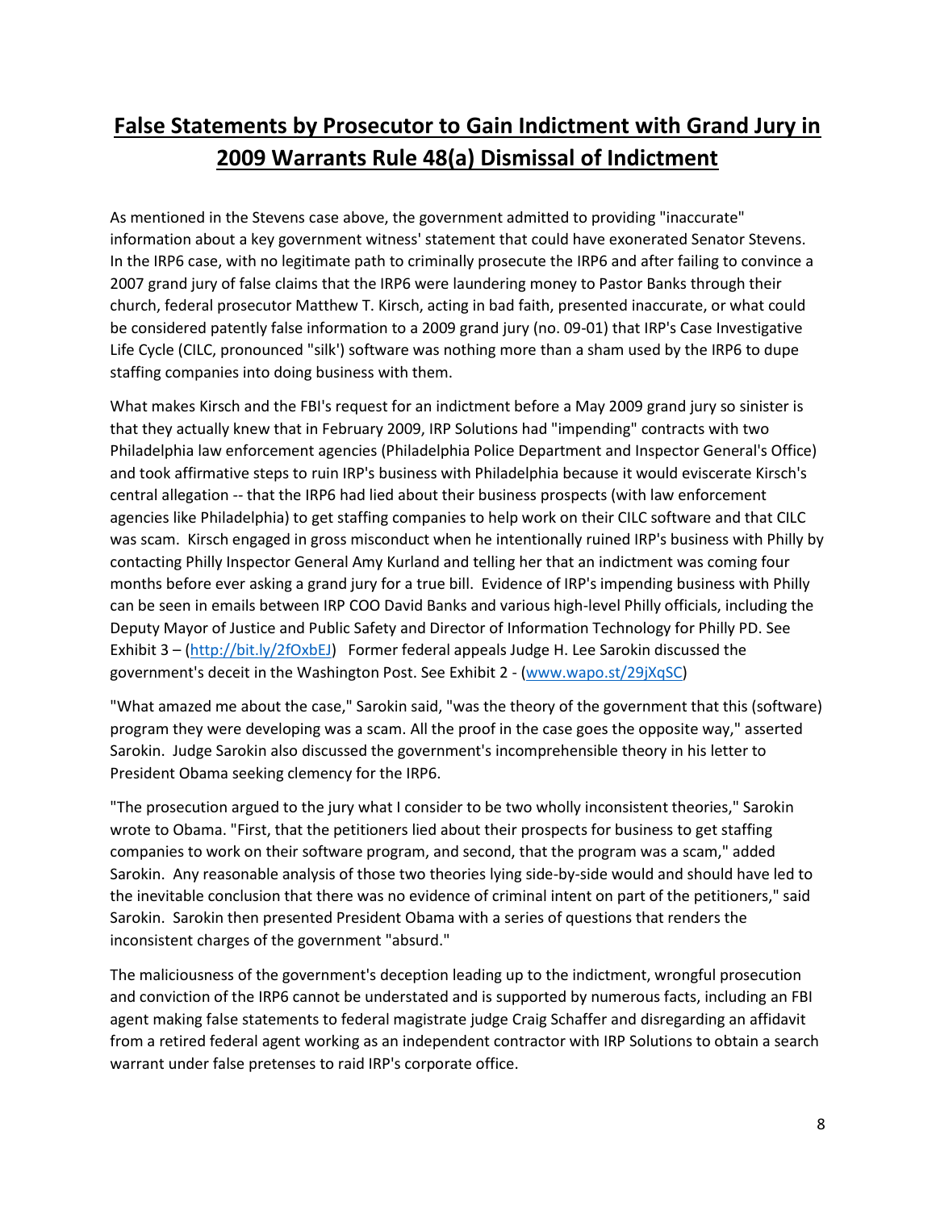## **False Statements by Prosecutor to Gain Indictment with Grand Jury in 2009 Warrants Rule 48(a) Dismissal of Indictment**

As mentioned in the Stevens case above, the government admitted to providing "inaccurate" information about a key government witness' statement that could have exonerated Senator Stevens. In the IRP6 case, with no legitimate path to criminally prosecute the IRP6 and after failing to convince a 2007 grand jury of false claims that the IRP6 were laundering money to Pastor Banks through their church, federal prosecutor Matthew T. Kirsch, acting in bad faith, presented inaccurate, or what could be considered patently false information to a 2009 grand jury (no. 09-01) that IRP's Case Investigative Life Cycle (CILC, pronounced "silk') software was nothing more than a sham used by the IRP6 to dupe staffing companies into doing business with them.

What makes Kirsch and the FBI's request for an indictment before a May 2009 grand jury so sinister is that they actually knew that in February 2009, IRP Solutions had "impending" contracts with two Philadelphia law enforcement agencies (Philadelphia Police Department and Inspector General's Office) and took affirmative steps to ruin IRP's business with Philadelphia because it would eviscerate Kirsch's central allegation -- that the IRP6 had lied about their business prospects (with law enforcement agencies like Philadelphia) to get staffing companies to help work on their CILC software and that CILC was scam. Kirsch engaged in gross misconduct when he intentionally ruined IRP's business with Philly by contacting Philly Inspector General Amy Kurland and telling her that an indictment was coming four months before ever asking a grand jury for a true bill. Evidence of IRP's impending business with Philly can be seen in emails between IRP COO David Banks and various high-level Philly officials, including the Deputy Mayor of Justice and Public Safety and Director of Information Technology for Philly PD. See Exhibit 3 – ([http://bit.ly/2fOxbEJ](http://bit.ly/2fOxbEJ)) Former federal appeals Judge H. Lee Sarokin discussed the government's deceit in the Washington Post. See Exhibit 2 - ([www.wapo.st/29jXqSC](www.wapo.st/29jXqSC))

"What amazed me about the case," Sarokin said, "was the theory of the government that this (software) program they were developing was a scam. All the proof in the case goes the opposite way," asserted Sarokin. Judge Sarokin also discussed the government's incomprehensible theory in his letter to President Obama seeking clemency for the IRP6.

"The prosecution argued to the jury what I consider to be two wholly inconsistent theories," Sarokin wrote to Obama. "First, that the petitioners lied about their prospects for business to get staffing companies to work on their software program, and second, that the program was a scam," added Sarokin. Any reasonable analysis of those two theories lying side-by-side would and should have led to the inevitable conclusion that there was no evidence of criminal intent on part of the petitioners," said Sarokin. Sarokin then presented President Obama with a series of questions that renders the inconsistent charges of the government "absurd."

The maliciousness of the government's deception leading up to the indictment, wrongful prosecution and conviction of the IRP6 cannot be understated and is supported by numerous facts, including an FBI agent making false statements to federal magistrate judge Craig Schaffer and disregarding an affidavit from a retired federal agent working as an independent contractor with IRP Solutions to obtain a search warrant under false pretenses to raid IRP's corporate office.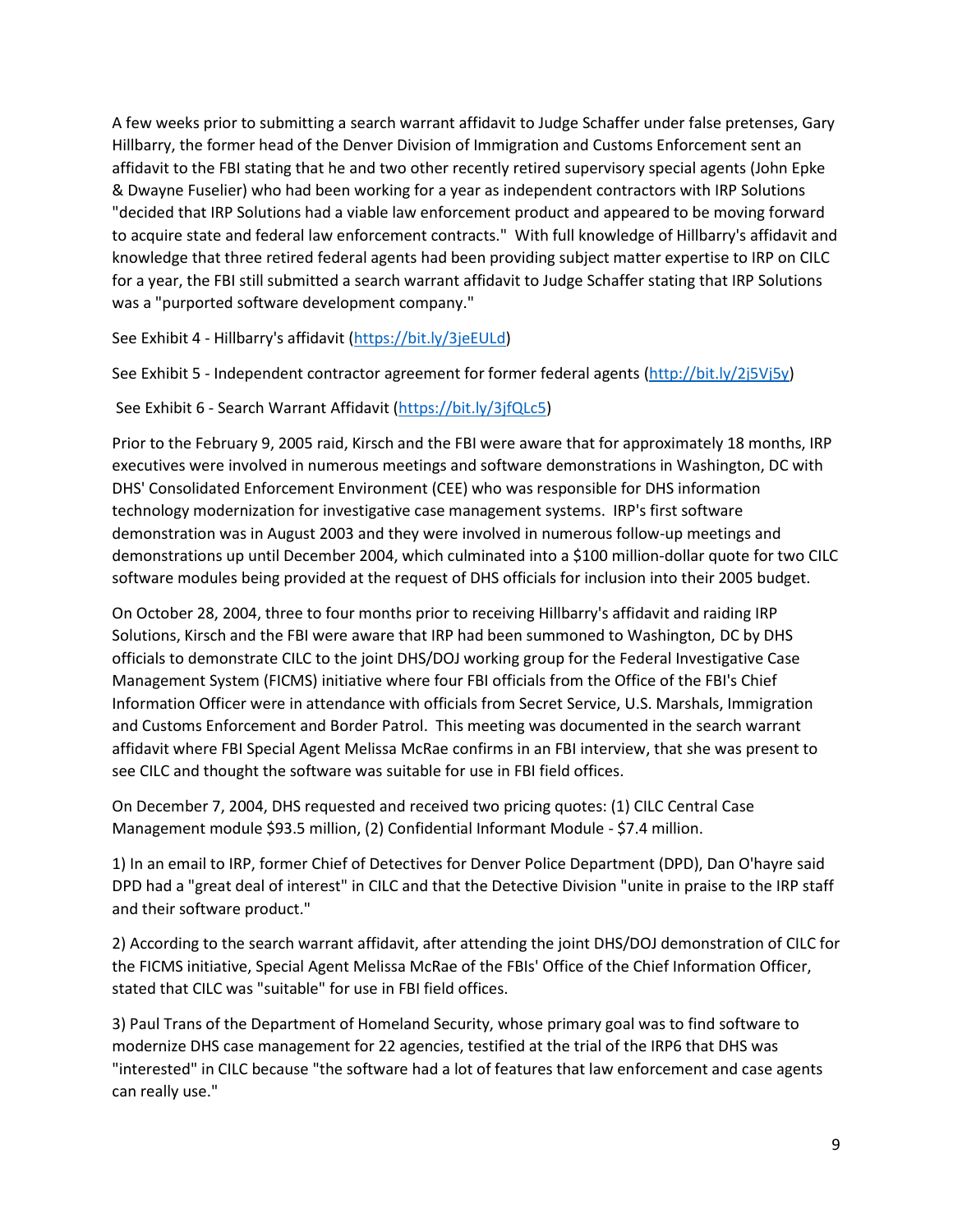A few weeks prior to submitting a search warrant affidavit to Judge Schaffer under false pretenses, Gary Hillbarry, the former head of the Denver Division of Immigration and Customs Enforcement sent an affidavit to the FBI stating that he and two other recently retired supervisory special agents (John Epke & Dwayne Fuselier) who had been working for a year as independent contractors with IRP Solutions "decided that IRP Solutions had a viable law enforcement product and appeared to be moving forward to acquire state and federal law enforcement contracts." With full knowledge of Hillbarry's affidavit and knowledge that three retired federal agents had been providing subject matter expertise to IRP on CILC for a year, the FBI still submitted a search warrant affidavit to Judge Schaffer stating that IRP Solutions was a "purported software development company."

See Exhibit 4 - Hillbarry's affidavit (https://bit.ly/3jeEULd)

See Exhibit 5 - Independent contractor agreement for former federal agents (http://bit.ly/2j5Vj5y)

See Exhibit 6 - Search Warrant Affidavit (https://bit.ly/3jfQLc5)

Prior to the February 9, 2005 raid, Kirsch and the FBI were aware that for approximately 18 months, IRP executives were involved in numerous meetings and software demonstrations in Washington, DC with DHS' Consolidated Enforcement Environment (CEE) who was responsible for DHS information technology modernization for investigative case management systems. IRP's first software demonstration was in August 2003 and they were involved in numerous follow-up meetings and demonstrations up until December 2004, which culminated into a $100 million-dollar quote for two CILC software modules being provided at the request of DHS officials for inclusion into their 2005 budget.

On October 28, 2004, three to four months prior to receiving Hillbarry's affidavit and raiding IRP Solutions, Kirsch and the FBI were aware that IRP had been summoned to Washington, DC by DHS officials to demonstrate CILC to the joint DHS/DOJ working group for the Federal Investigative Case Management System (FICMS) initiative where four FBI officials from the Office of the FBI's Chief Information Officer were in attendance with officials from Secret Service, U.S. Marshals, Immigration and Customs Enforcement and Border Patrol. This meeting was documented in the search warrant affidavit where FBI Special Agent Melissa McRae confirms in an FBI interview, that she was present to see CILC and thought the software was suitable for use in FBI field offices.

On December 7, 2004, DHS requested and received two pricing quotes: (1) CILC Central Case Management module $93.5 million, (2) Confidential Informant Module - $7.4 million.

1) In an email to IRP, former Chief of Detectives for Denver Police Department (DPD), Dan O'hayre said DPD had a "great deal of interest" in CILC and that the Detective Division "unite in praise to the IRP staff and their software product."

2) According to the search warrant affidavit, after attending the joint DHS/DOJ demonstration of CILC for the FICMS initiative, Special Agent Melissa McRae of the FBIs' Office of the Chief Information Officer, stated that CILC was "suitable" for use in FBI field offices.

3) Paul Trans of the Department of Homeland Security, whose primary goal was to find software to modernize DHS case management for 22 agencies, testified at the trial of the IRP6 that DHS was "interested" in CILC because "the software had a lot of features that law enforcement and case agents can really use."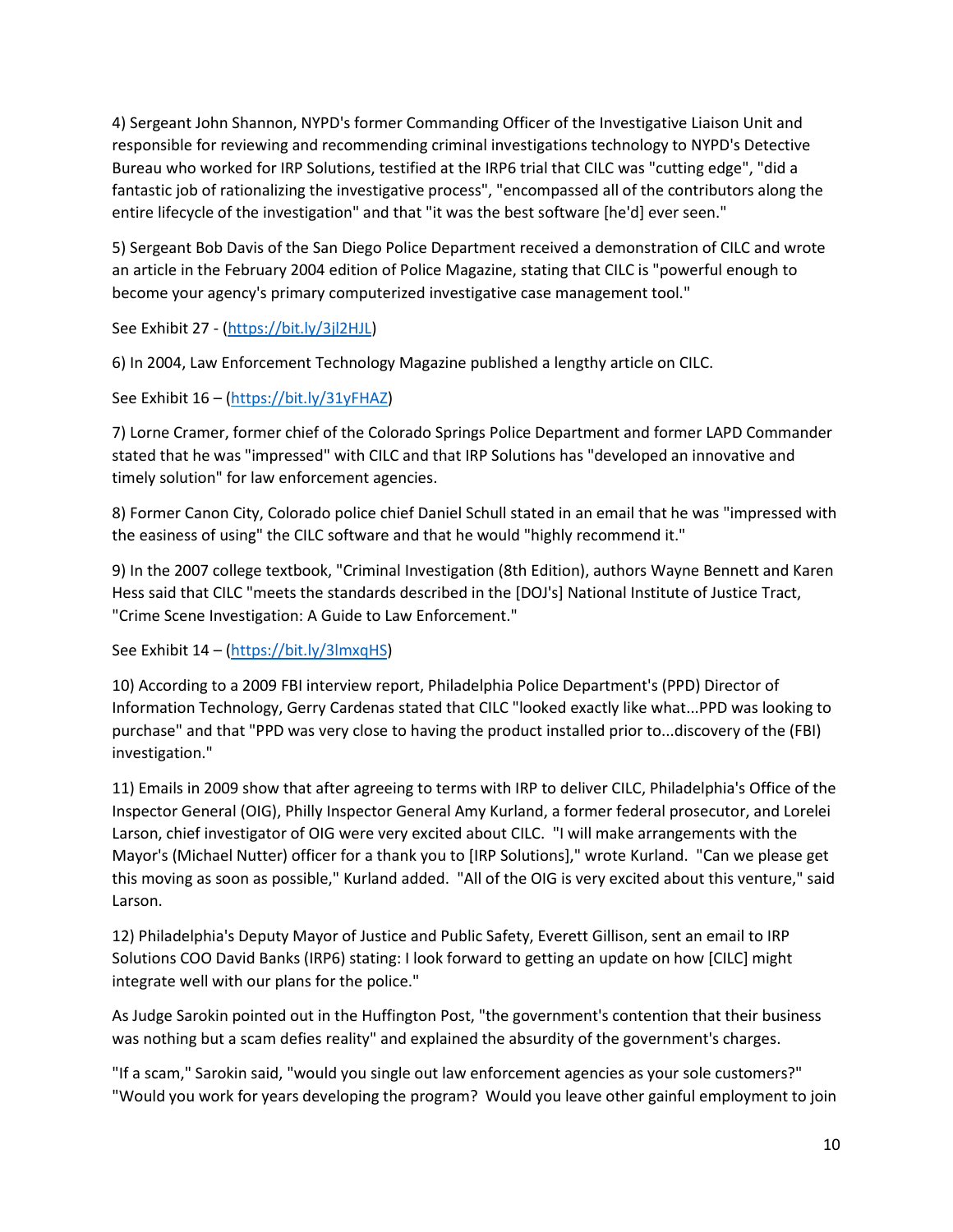4) Sergeant John Shannon, NYPD's former Commanding Officer of the Investigative Liaison Unit and responsible for reviewing and recommending criminal investigations technology to NYPD's Detective Bureau who worked for IRP Solutions, testified at the IRP6 trial that CILC was "cutting edge", "did a fantastic job of rationalizing the investigative process", "encompassed all of the contributors along the entire lifecycle of the investigation" and that "it was the best software [he'd] ever seen."

5) Sergeant Bob Davis of the San Diego Police Department received a demonstration of CILC and wrote an article in the February 2004 edition of Police Magazine, stating that CILC is "powerful enough to become your agency's primary computerized investigative case management tool."

See Exhibit 27 - (https://bit.ly/3jl2HJL)

6) In 2004, Law Enforcement Technology Magazine published a lengthy article on CILC.

See Exhibit 16 – (https://bit.ly/31yFHAZ)

7) Lorne Cramer, former chief of the Colorado Springs Police Department and former LAPD Commander stated that he was "impressed" with CILC and that IRP Solutions has "developed an innovative and timely solution" for law enforcement agencies.

8) Former Canon City, Colorado police chief Daniel Schull stated in an email that he was "impressed with the easiness of using" the CILC software and that he would "highly recommend it."

9) In the 2007 college textbook, "Criminal Investigation (8th Edition), authors Wayne Bennett and Karen Hess said that CILC "meets the standards described in the [DOJ's] National Institute of Justice Tract, "Crime Scene Investigation: A Guide to Law Enforcement."

See Exhibit 14 – (https://bit.ly/3lmxqHS)

10) According to a 2009 FBI interview report, Philadelphia Police Department's (PPD) Director of Information Technology, Gerry Cardenas stated that CILC "looked exactly like what...PPD was looking to purchase" and that "PPD was very close to having the product installed prior to...discovery of the (FBI) investigation."

11) Emails in 2009 show that after agreeing to terms with IRP to deliver CILC, Philadelphia's Office of the Inspector General (OIG), Philly Inspector General Amy Kurland, a former federal prosecutor, and Lorelei Larson, chief investigator of OIG were very excited about CILC. "I will make arrangements with the Mayor's (Michael Nutter) officer for a thank you to [IRP Solutions]," wrote Kurland. "Can we please get this moving as soon as possible," Kurland added. "All of the OIG is very excited about this venture," said Larson.

12) Philadelphia's Deputy Mayor of Justice and Public Safety, Everett Gillison, sent an email to IRP Solutions COO David Banks (IRP6) stating: I look forward to getting an update on how [CILC] might integrate well with our plans for the police."

As Judge Sarokin pointed out in the Huffington Post, "the government's contention that their business was nothing but a scam defies reality" and explained the absurdity of the government's charges.

"If a scam," Sarokin said, "would you single out law enforcement agencies as your sole customers?" "Would you work for years developing the program? Would you leave other gainful employment to join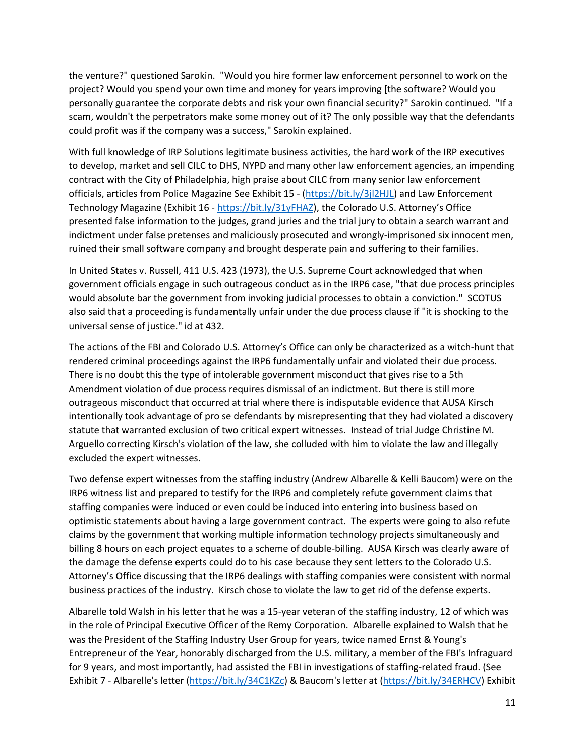the venture?" questioned Sarokin. "Would you hire former law enforcement personnel to work on the project? Would you spend your own time and money for years improving [the software? Would you personally guarantee the corporate debts and risk your own financial security?" Sarokin continued. "If a scam, wouldn't the perpetrators make some money out of it? The only possible way that the defendants could profit was if the company was a success," Sarokin explained.

With full knowledge of IRP Solutions legitimate business activities, the hard work of the IRP executives to develop, market and sell CILC to DHS, NYPD and many other law enforcement agencies, an impending contract with the City of Philadelphia, high praise about CILC from many senior law enforcement officials, articles from Police Magazine See Exhibit 15 - (https://bit.ly/3jl2HJL) and Law Enforcement Technology Magazine (Exhibit 16 - https://bit.ly/31yFHAZ), the Colorado U.S. Attorney's Office presented false information to the judges, grand juries and the trial jury to obtain a search warrant and indictment under false pretenses and maliciously prosecuted and wrongly-imprisoned six innocent men, ruined their small software company and brought desperate pain and suffering to their families.

In United States v. Russell, 411 U.S. 423 (1973), the U.S. Supreme Court acknowledged that when government officials engage in such outrageous conduct as in the IRP6 case, "that due process principles would absolute bar the government from invoking judicial processes to obtain a conviction." SCOTUS also said that a proceeding is fundamentally unfair under the due process clause if "it is shocking to the universal sense of justice." id at 432.

The actions of the FBI and Colorado U.S. Attorney's Office can only be characterized as a witch-hunt that rendered criminal proceedings against the IRP6 fundamentally unfair and violated their due process. There is no doubt this the type of intolerable government misconduct that gives rise to a 5th Amendment violation of due process requires dismissal of an indictment. But there is still more outrageous misconduct that occurred at trial where there is indisputable evidence that AUSA Kirsch intentionally took advantage of pro se defendants by misrepresenting that they had violated a discovery statute that warranted exclusion of two critical expert witnesses. Instead of trial Judge Christine M. Arguello correcting Kirsch's violation of the law, she colluded with him to violate the law and illegally excluded the expert witnesses.

Two defense expert witnesses from the staffing industry (Andrew Albarelle & Kelli Baucom) were on the IRP6 witness list and prepared to testify for the IRP6 and completely refute government claims that staffing companies were induced or even could be induced into entering into business based on optimistic statements about having a large government contract. The experts were going to also refute claims by the government that working multiple information technology projects simultaneously and billing 8 hours on each project equates to a scheme of double-billing. AUSA Kirsch was clearly aware of the damage the defense experts could do to his case because they sent letters to the Colorado U.S. Attorney's Office discussing that the IRP6 dealings with staffing companies were consistent with normal business practices of the industry. Kirsch chose to violate the law to get rid of the defense experts.

Albarelle told Walsh in his letter that he was a 15-year veteran of the staffing industry, 12 of which was in the role of Principal Executive Officer of the Remy Corporation. Albarelle explained to Walsh that he was the President of the Staffing Industry User Group for years, twice named Ernst & Young's Entrepreneur of the Year, honorably discharged from the U.S. military, a member of the FBI's Infraguard for 9 years, and most importantly, had assisted the FBI in investigations of staffing-related fraud. (See Exhibit 7 - Albarelle's letter (https://bit.ly/34C1KZc) & Baucom's letter at (https://bit.ly/34ERHCV) Exhibit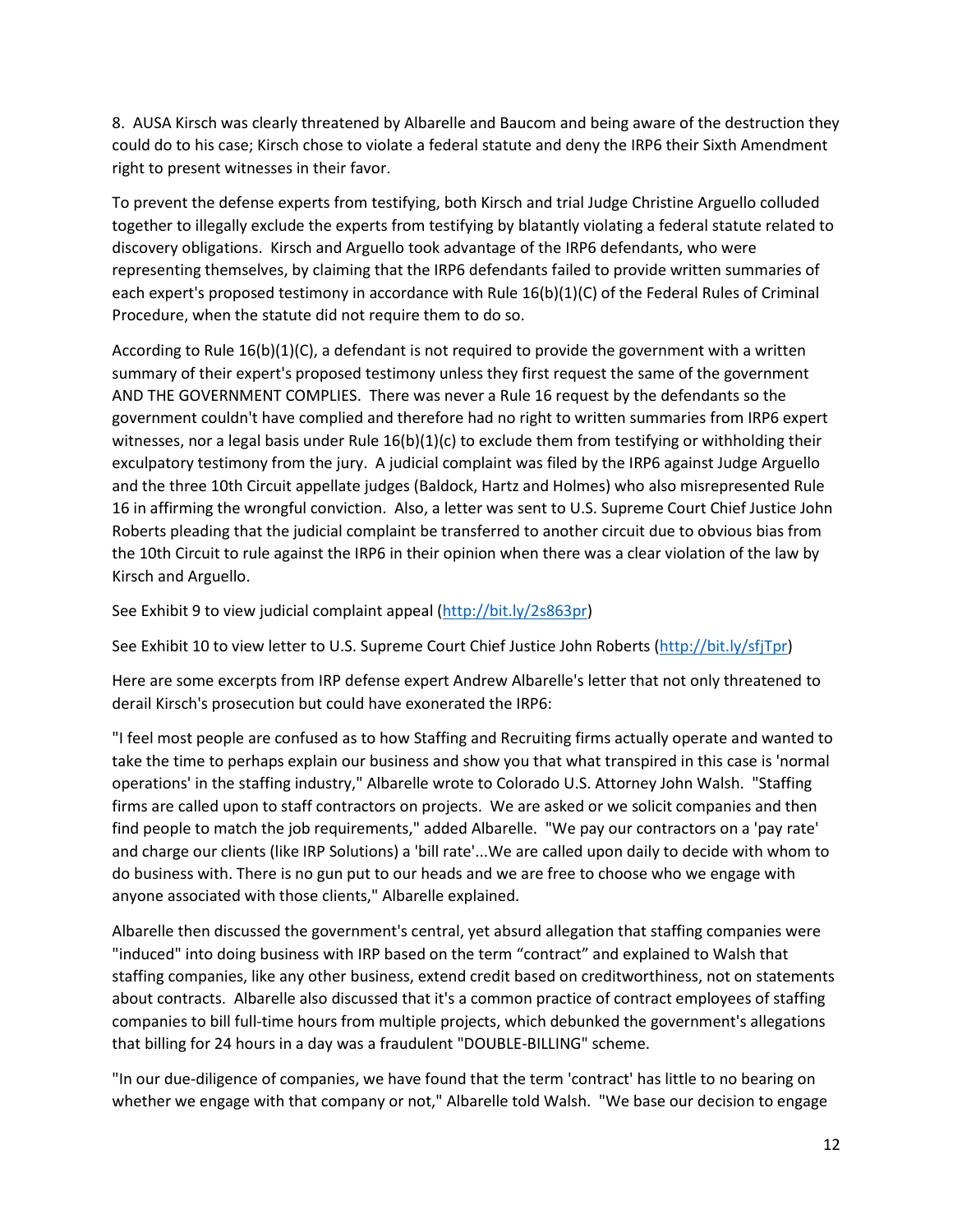8. AUSA Kirsch was clearly threatened by Albarelle and Baucom and being aware of the destruction they could do to his case; Kirsch chose to violate a federal statute and deny the IRP6 their Sixth Amendment right to present witnesses in their favor.

To prevent the defense experts from testifying, both Kirsch and trial Judge Christine Arguello colluded together to illegally exclude the experts from testifying by blatantly violating a federal statute related to discovery obligations. Kirsch and Arguello took advantage of the IRP6 defendants, who were representing themselves, by claiming that the IRP6 defendants failed to provide written summaries of each expert's proposed testimony in accordance with Rule 16(b)(1)(C) of the Federal Rules of Criminal Procedure, when the statute did not require them to do so.

According to Rule 16(b)(1)(C), a defendant is not required to provide the government with a written summary of their expert's proposed testimony unless they first request the same of the government AND THE GOVERNMENT COMPLIES. There was never a Rule 16 request by the defendants so the government couldn't have complied and therefore had no right to written summaries from IRP6 expert witnesses, nor a legal basis under Rule 16(b)(1)(c) to exclude them from testifying or withholding their exculpatory testimony from the jury. A judicial complaint was filed by the IRP6 against Judge Arguello and the three 10th Circuit appellate judges (Baldock, Hartz and Holmes) who also misrepresented Rule 16 in affirming the wrongful conviction. Also, a letter was sent to U.S. Supreme Court Chief Justice John Roberts pleading that the judicial complaint be transferred to another circuit due to obvious bias from the 10th Circuit to rule against the IRP6 in their opinion when there was a clear violation of the law by Kirsch and Arguello.

See Exhibit 9 to view judicial complaint appeal (http://bit.ly/2s863pr)

See Exhibit 10 to view letter to U.S. Supreme Court Chief Justice John Roberts (http://bit.ly/sfjTpr)

Here are some excerpts from IRP defense expert Andrew Albarelle's letter that not only threatened to derail Kirsch's prosecution but could have exonerated the IRP6:

"I feel most people are confused as to how Staffing and Recruiting firms actually operate and wanted to take the time to perhaps explain our business and show you that what transpired in this case is 'normal operations' in the staffing industry," Albarelle wrote to Colorado U.S. Attorney John Walsh. "Staffing firms are called upon to staff contractors on projects. We are asked or we solicit companies and then find people to match the job requirements," added Albarelle. "We pay our contractors on a 'pay rate' and charge our clients (like IRP Solutions) a 'bill rate'...We are called upon daily to decide with whom to do business with. There is no gun put to our heads and we are free to choose who we engage with anyone associated with those clients," Albarelle explained.

Albarelle then discussed the government's central, yet absurd allegation that staffing companies were "induced" into doing business with IRP based on the term "contract" and explained to Walsh that staffing companies, like any other business, extend credit based on creditworthiness, not on statements about contracts. Albarelle also discussed that it's a common practice of contract employees of staffing companies to bill full-time hours from multiple projects, which debunked the government's allegations that billing for 24 hours in a day was a fraudulent "DOUBLE-BILLING" scheme.

"In our due-diligence of companies, we have found that the term 'contract' has little to no bearing on whether we engage with that company or not," Albarelle told Walsh. "We base our decision to engage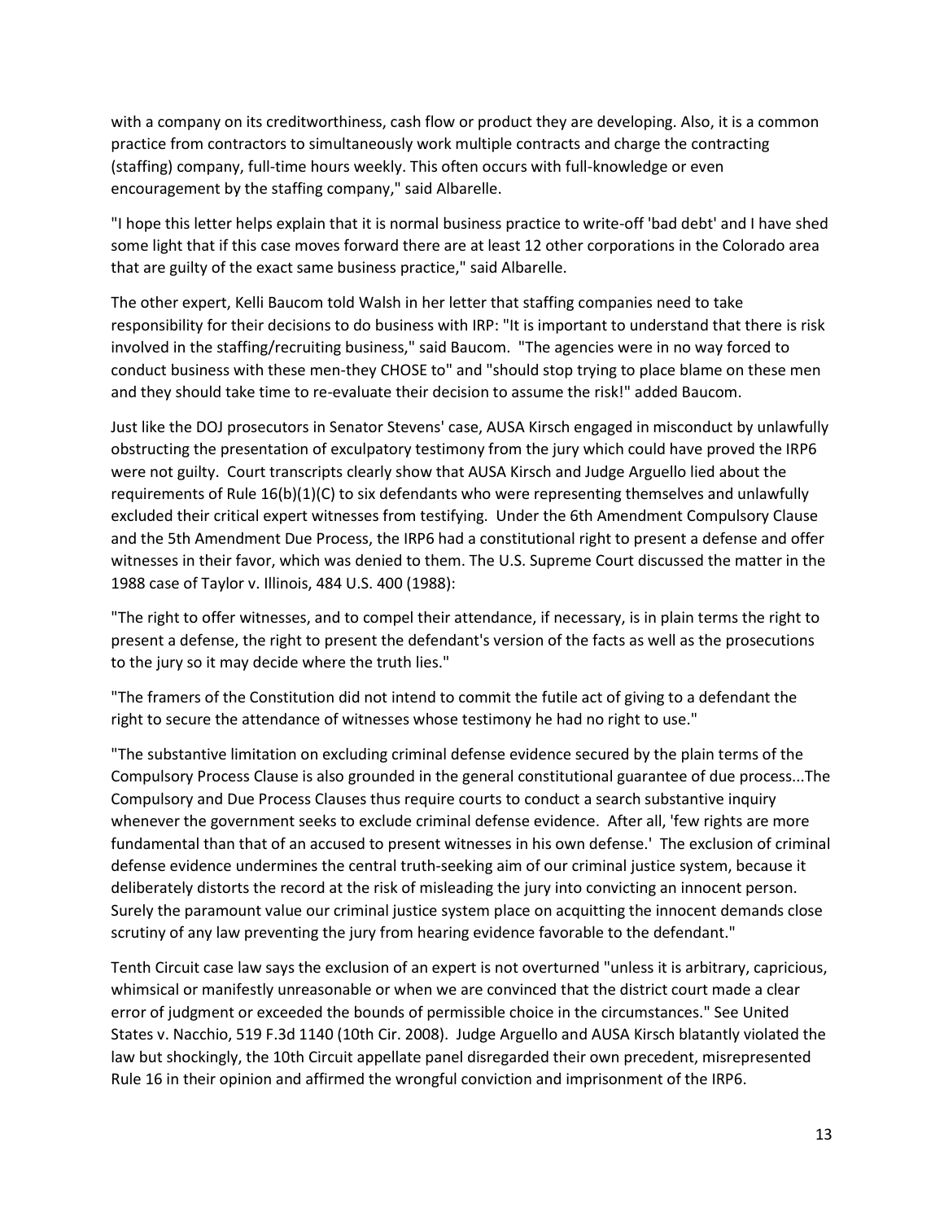with a company on its creditworthiness, cash flow or product they are developing. Also, it is a common practice from contractors to simultaneously work multiple contracts and charge the contracting (staffing) company, full-time hours weekly. This often occurs with full-knowledge or even encouragement by the staffing company," said Albarelle.

"I hope this letter helps explain that it is normal business practice to write-off 'bad debt' and I have shed some light that if this case moves forward there are at least 12 other corporations in the Colorado area that are guilty of the exact same business practice," said Albarelle.

The other expert, Kelli Baucom told Walsh in her letter that staffing companies need to take responsibility for their decisions to do business with IRP: "It is important to understand that there is risk involved in the staffing/recruiting business," said Baucom. "The agencies were in no way forced to conduct business with these men-they CHOSE to" and "should stop trying to place blame on these men and they should take time to re-evaluate their decision to assume the risk!" added Baucom.

Just like the DOJ prosecutors in Senator Stevens' case, AUSA Kirsch engaged in misconduct by unlawfully obstructing the presentation of exculpatory testimony from the jury which could have proved the IRP6 were not guilty. Court transcripts clearly show that AUSA Kirsch and Judge Arguello lied about the requirements of Rule 16(b)(1)(C) to six defendants who were representing themselves and unlawfully excluded their critical expert witnesses from testifying. Under the 6th Amendment Compulsory Clause and the 5th Amendment Due Process, the IRP6 had a constitutional right to present a defense and offer witnesses in their favor, which was denied to them. The U.S. Supreme Court discussed the matter in the 1988 case of Taylor v. Illinois, 484 U.S. 400 (1988):

"The right to offer witnesses, and to compel their attendance, if necessary, is in plain terms the right to present a defense, the right to present the defendant's version of the facts as well as the prosecutions to the jury so it may decide where the truth lies."

"The framers of the Constitution did not intend to commit the futile act of giving to a defendant the right to secure the attendance of witnesses whose testimony he had no right to use."

"The substantive limitation on excluding criminal defense evidence secured by the plain terms of the Compulsory Process Clause is also grounded in the general constitutional guarantee of due process...The Compulsory and Due Process Clauses thus require courts to conduct a search substantive inquiry whenever the government seeks to exclude criminal defense evidence. After all, 'few rights are more fundamental than that of an accused to present witnesses in his own defense.' The exclusion of criminal defense evidence undermines the central truth-seeking aim of our criminal justice system, because it deliberately distorts the record at the risk of misleading the jury into convicting an innocent person. Surely the paramount value our criminal justice system place on acquitting the innocent demands close scrutiny of any law preventing the jury from hearing evidence favorable to the defendant."

Tenth Circuit case law says the exclusion of an expert is not overturned "unless it is arbitrary, capricious, whimsical or manifestly unreasonable or when we are convinced that the district court made a clear error of judgment or exceeded the bounds of permissible choice in the circumstances." See United States v. Nacchio, 519 F.3d 1140 (10th Cir. 2008). Judge Arguello and AUSA Kirsch blatantly violated the law but shockingly, the 10th Circuit appellate panel disregarded their own precedent, misrepresented Rule 16 in their opinion and affirmed the wrongful conviction and imprisonment of the IRP6.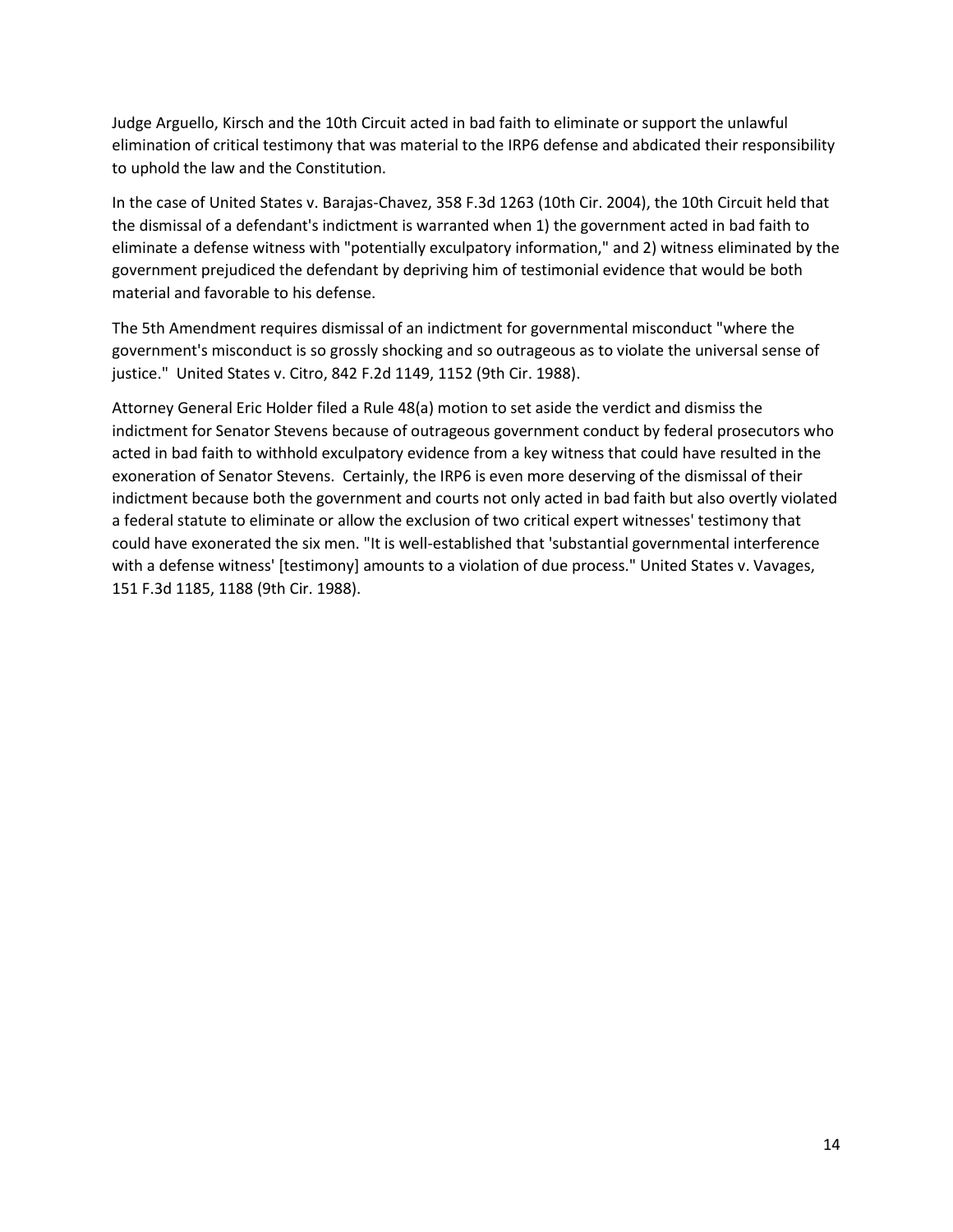Judge Arguello, Kirsch and the 10th Circuit acted in bad faith to eliminate or support the unlawful elimination of critical testimony that was material to the IRP6 defense and abdicated their responsibility to uphold the law and the Constitution.

In the case of United States v. Barajas-Chavez, 358 F.3d 1263 (10th Cir. 2004), the 10th Circuit held that the dismissal of a defendant's indictment is warranted when 1) the government acted in bad faith to eliminate a defense witness with "potentially exculpatory information," and 2) witness eliminated by the government prejudiced the defendant by depriving him of testimonial evidence that would be both material and favorable to his defense.

The 5th Amendment requires dismissal of an indictment for governmental misconduct "where the government's misconduct is so grossly shocking and so outrageous as to violate the universal sense of justice." United States v. Citro, 842 F.2d 1149, 1152 (9th Cir. 1988).

Attorney General Eric Holder filed a Rule 48(a) motion to set aside the verdict and dismiss the indictment for Senator Stevens because of outrageous government conduct by federal prosecutors who acted in bad faith to withhold exculpatory evidence from a key witness that could have resulted in the exoneration of Senator Stevens. Certainly, the IRP6 is even more deserving of the dismissal of their indictment because both the government and courts not only acted in bad faith but also overtly violated a federal statute to eliminate or allow the exclusion of two critical expert witnesses' testimony that could have exonerated the six men. "It is well-established that 'substantial governmental interference with a defense witness' [testimony] amounts to a violation of due process." United States v. Vavages, 151 F.3d 1185, 1188 (9th Cir. 1988).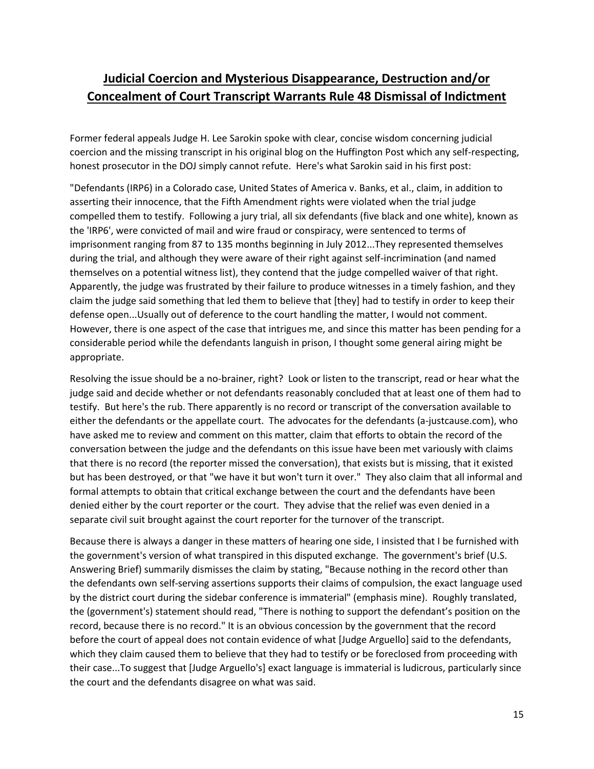## Judicial Coercion and Mysterious Disappearance, Destruction and/or Concealment of Court Transcript Warrants Rule 48 Dismissal of Indictment

Former federal appeals Judge H. Lee Sarokin spoke with clear, concise wisdom concerning judicial coercion and the missing transcript in his original blog on the Huffington Post which any self-respecting, honest prosecutor in the DOJ simply cannot refute. Here's what Sarokin said in his first post:

"Defendants (IRP6) in a Colorado case, United States of America v. Banks, et al., claim, in addition to asserting their innocence, that the Fifth Amendment rights were violated when the trial judge compelled them to testify. Following a jury trial, all six defendants (five black and one white), known as the 'IRP6', were convicted of mail and wire fraud or conspiracy, were sentenced to terms of imprisonment ranging from 87 to 135 months beginning in July 2012...They represented themselves during the trial, and although they were aware of their right against self-incrimination (and named themselves on a potential witness list), they contend that the judge compelled waiver of that right. Apparently, the judge was frustrated by their failure to produce witnesses in a timely fashion, and they claim the judge said something that led them to believe that [they] had to testify in order to keep their defense open...Usually out of deference to the court handling the matter, I would not comment. However, there is one aspect of the case that intrigues me, and since this matter has been pending for a considerable period while the defendants languish in prison, I thought some general airing might be appropriate.

Resolving the issue should be a no-brainer, right? Look or listen to the transcript, read or hear what the judge said and decide whether or not defendants reasonably concluded that at least one of them had to testify. But here's the rub. There apparently is no record or transcript of the conversation available to either the defendants or the appellate court. The advocates for the defendants (a-justcause.com), who have asked me to review and comment on this matter, claim that efforts to obtain the record of the conversation between the judge and the defendants on this issue have been met variously with claims that there is no record (the reporter missed the conversation), that exists but is missing, that it existed but has been destroyed, or that "we have it but won't turn it over." They also claim that all informal and formal attempts to obtain that critical exchange between the court and the defendants have been denied either by the court reporter or the court. They advise that the relief was even denied in a separate civil suit brought against the court reporter for the turnover of the transcript.

Because there is always a danger in these matters of hearing one side, I insisted that I be furnished with the government's version of what transpired in this disputed exchange. The government's brief (U.S. Answering Brief) summarily dismisses the claim by stating, "Because nothing in the record other than the defendants own self-serving assertions supports their claims of compulsion, the exact language used by the district court during the sidebar conference is immaterial" (emphasis mine). Roughly translated, the (government's) statement should read, "There is nothing to support the defendant's position on the record, because there is no record." It is an obvious concession by the government that the record before the court of appeal does not contain evidence of what [Judge Arguello] said to the defendants, which they claim caused them to believe that they had to testify or be foreclosed from proceeding with their case...To suggest that [Judge Arguello's] exact language is immaterial is ludicrous, particularly since the court and the defendants disagree on what was said.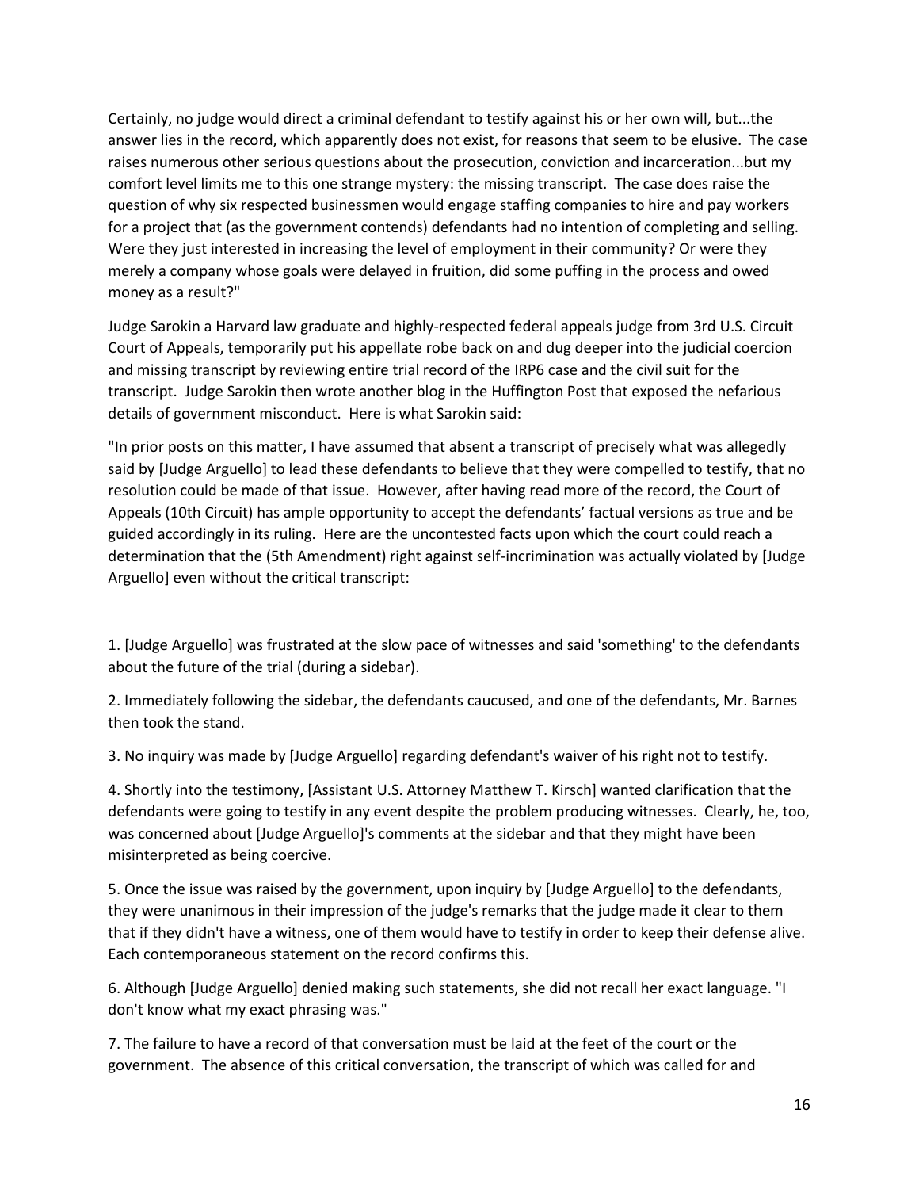Certainly, no judge would direct a criminal defendant to testify against his or her own will, but...the answer lies in the record, which apparently does not exist, for reasons that seem to be elusive. The case raises numerous other serious questions about the prosecution, conviction and incarceration...but my comfort level limits me to this one strange mystery: the missing transcript. The case does raise the question of why six respected businessmen would engage staffing companies to hire and pay workers for a project that (as the government contends) defendants had no intention of completing and selling. Were they just interested in increasing the level of employment in their community? Or were they merely a company whose goals were delayed in fruition, did some puffing in the process and owed money as a result?"

Judge Sarokin a Harvard law graduate and highly-respected federal appeals judge from 3rd U.S. Circuit Court of Appeals, temporarily put his appellate robe back on and dug deeper into the judicial coercion and missing transcript by reviewing entire trial record of the IRP6 case and the civil suit for the transcript. Judge Sarokin then wrote another blog in the Huffington Post that exposed the nefarious details of government misconduct. Here is what Sarokin said:

"In prior posts on this matter, I have assumed that absent a transcript of precisely what was allegedly said by [Judge Arguello] to lead these defendants to believe that they were compelled to testify, that no resolution could be made of that issue. However, after having read more of the record, the Court of Appeals (10th Circuit) has ample opportunity to accept the defendants' factual versions as true and be guided accordingly in its ruling. Here are the uncontested facts upon which the court could reach a determination that the (5th Amendment) right against self-incrimination was actually violated by [Judge Arguello] even without the critical transcript:

1. [Judge Arguello] was frustrated at the slow pace of witnesses and said 'something' to the defendants about the future of the trial (during a sidebar).

2. Immediately following the sidebar, the defendants caucused, and one of the defendants, Mr. Barnes then took the stand.

3. No inquiry was made by [Judge Arguello] regarding defendant's waiver of his right not to testify.

4. Shortly into the testimony, [Assistant U.S. Attorney Matthew T. Kirsch] wanted clarification that the defendants were going to testify in any event despite the problem producing witnesses. Clearly, he, too, was concerned about [Judge Arguello]'s comments at the sidebar and that they might have been misinterpreted as being coercive.

5. Once the issue was raised by the government, upon inquiry by [Judge Arguello] to the defendants, they were unanimous in their impression of the judge's remarks that the judge made it clear to them that if they didn't have a witness, one of them would have to testify in order to keep their defense alive. Each contemporaneous statement on the record confirms this.

6. Although [Judge Arguello] denied making such statements, she did not recall her exact language. "I don't know what my exact phrasing was."

7. The failure to have a record of that conversation must be laid at the feet of the court or the government. The absence of this critical conversation, the transcript of which was called for and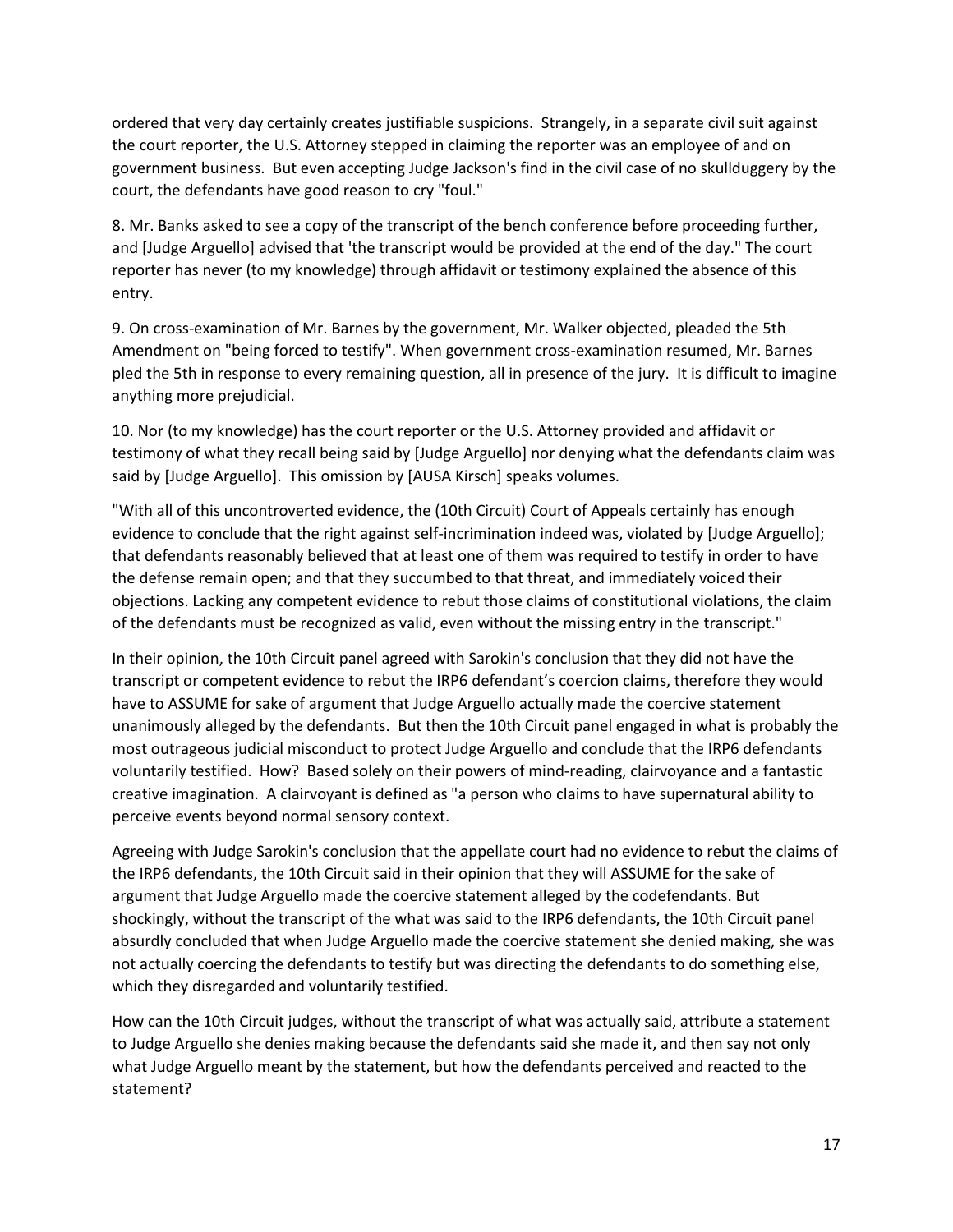ordered that very day certainly creates justifiable suspicions. Strangely, in a separate civil suit against the court reporter, the U.S. Attorney stepped in claiming the reporter was an employee of and on government business. But even accepting Judge Jackson's find in the civil case of no skullduggery by the court, the defendants have good reason to cry "foul."

8. Mr. Banks asked to see a copy of the transcript of the bench conference before proceeding further, and [Judge Arguello] advised that 'the transcript would be provided at the end of the day." The court reporter has never (to my knowledge) through affidavit or testimony explained the absence of this entry.

9. On cross-examination of Mr. Barnes by the government, Mr. Walker objected, pleaded the 5th Amendment on "being forced to testify". When government cross-examination resumed, Mr. Barnes pled the 5th in response to every remaining question, all in presence of the jury. It is difficult to imagine anything more prejudicial.

10. Nor (to my knowledge) has the court reporter or the U.S. Attorney provided and affidavit or testimony of what they recall being said by [Judge Arguello] nor denying what the defendants claim was said by [Judge Arguello]. This omission by [AUSA Kirsch] speaks volumes.

"With all of this uncontroverted evidence, the (10th Circuit) Court of Appeals certainly has enough evidence to conclude that the right against self-incrimination indeed was, violated by [Judge Arguello]; that defendants reasonably believed that at least one of them was required to testify in order to have the defense remain open; and that they succumbed to that threat, and immediately voiced their objections. Lacking any competent evidence to rebut those claims of constitutional violations, the claim of the defendants must be recognized as valid, even without the missing entry in the transcript."

In their opinion, the 10th Circuit panel agreed with Sarokin's conclusion that they did not have the transcript or competent evidence to rebut the IRP6 defendant's coercion claims, therefore they would have to ASSUME for sake of argument that Judge Arguello actually made the coercive statement unanimously alleged by the defendants. But then the 10th Circuit panel engaged in what is probably the most outrageous judicial misconduct to protect Judge Arguello and conclude that the IRP6 defendants voluntarily testified. How? Based solely on their powers of mind-reading, clairvoyance and a fantastic creative imagination. A clairvoyant is defined as "a person who claims to have supernatural ability to perceive events beyond normal sensory context.

Agreeing with Judge Sarokin's conclusion that the appellate court had no evidence to rebut the claims of the IRP6 defendants, the 10th Circuit said in their opinion that they will ASSUME for the sake of argument that Judge Arguello made the coercive statement alleged by the codefendants. But shockingly, without the transcript of the what was said to the IRP6 defendants, the 10th Circuit panel absurdly concluded that when Judge Arguello made the coercive statement she denied making, she was not actually coercing the defendants to testify but was directing the defendants to do something else, which they disregarded and voluntarily testified.

How can the 10th Circuit judges, without the transcript of what was actually said, attribute a statement to Judge Arguello she denies making because the defendants said she made it, and then say not only what Judge Arguello meant by the statement, but how the defendants perceived and reacted to the statement?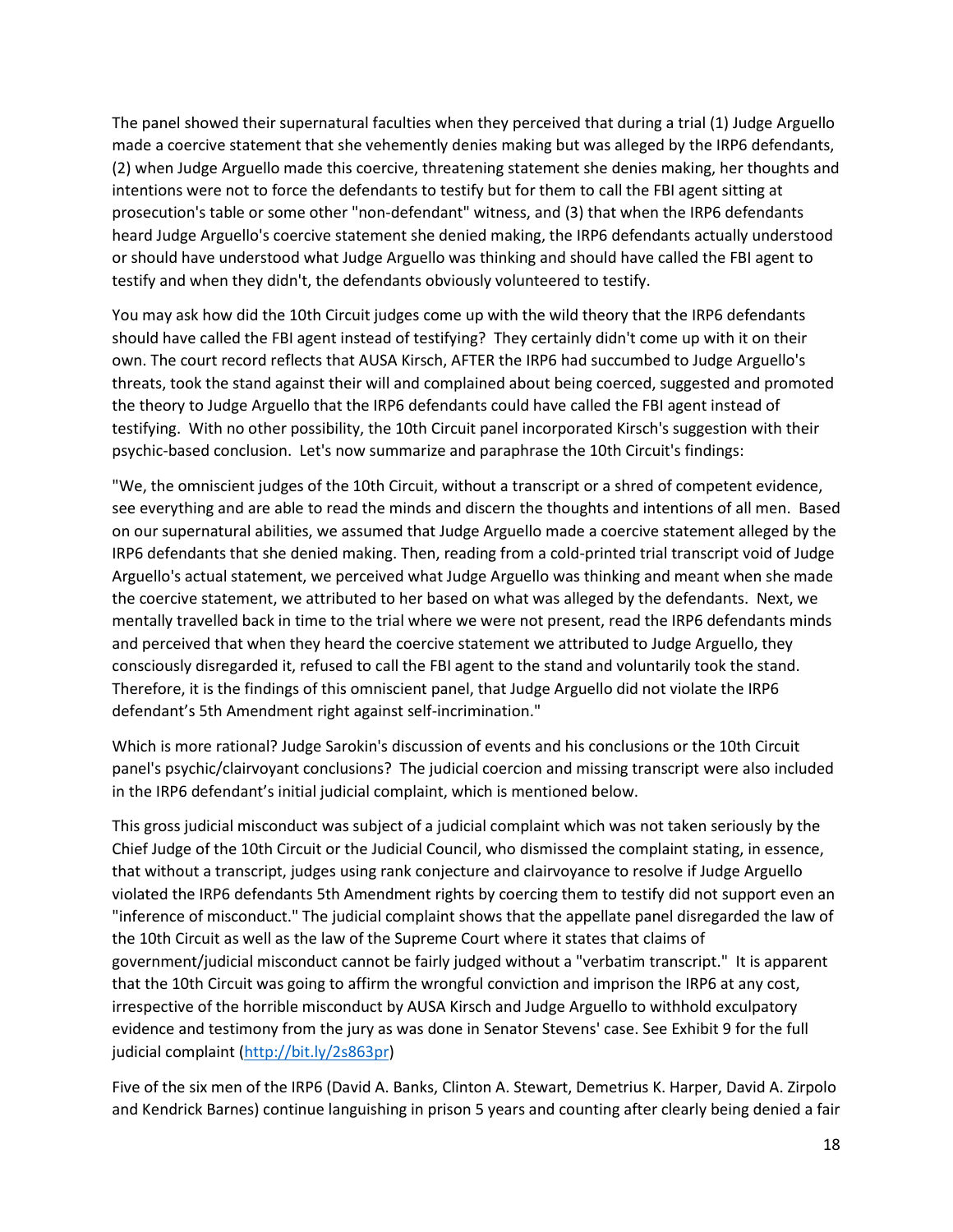The panel showed their supernatural faculties when they perceived that during a trial (1) Judge Arguello made a coercive statement that she vehemently denies making but was alleged by the IRP6 defendants, (2) when Judge Arguello made this coercive, threatening statement she denies making, her thoughts and intentions were not to force the defendants to testify but for them to call the FBI agent sitting at prosecution's table or some other "non-defendant" witness, and (3) that when the IRP6 defendants heard Judge Arguello's coercive statement she denied making, the IRP6 defendants actually understood or should have understood what Judge Arguello was thinking and should have called the FBI agent to testify and when they didn't, the defendants obviously volunteered to testify.

You may ask how did the 10th Circuit judges come up with the wild theory that the IRP6 defendants should have called the FBI agent instead of testifying? They certainly didn't come up with it on their own. The court record reflects that AUSA Kirsch, AFTER the IRP6 had succumbed to Judge Arguello's threats, took the stand against their will and complained about being coerced, suggested and promoted the theory to Judge Arguello that the IRP6 defendants could have called the FBI agent instead of testifying. With no other possibility, the 10th Circuit panel incorporated Kirsch's suggestion with their psychic-based conclusion. Let's now summarize and paraphrase the 10th Circuit's findings:

"We, the omniscient judges of the 10th Circuit, without a transcript or a shred of competent evidence, see everything and are able to read the minds and discern the thoughts and intentions of all men. Based on our supernatural abilities, we assumed that Judge Arguello made a coercive statement alleged by the IRP6 defendants that she denied making. Then, reading from a cold-printed trial transcript void of Judge Arguello's actual statement, we perceived what Judge Arguello was thinking and meant when she made the coercive statement, we attributed to her based on what was alleged by the defendants. Next, we mentally travelled back in time to the trial where we were not present, read the IRP6 defendants minds and perceived that when they heard the coercive statement we attributed to Judge Arguello, they consciously disregarded it, refused to call the FBI agent to the stand and voluntarily took the stand. Therefore, it is the findings of this omniscient panel, that Judge Arguello did not violate the IRP6 defendant's 5th Amendment right against self-incrimination."

Which is more rational? Judge Sarokin's discussion of events and his conclusions or the 10th Circuit panel's psychic/clairvoyant conclusions? The judicial coercion and missing transcript were also included in the IRP6 defendant's initial judicial complaint, which is mentioned below.

This gross judicial misconduct was subject of a judicial complaint which was not taken seriously by the Chief Judge of the 10th Circuit or the Judicial Council, who dismissed the complaint stating, in essence, that without a transcript, judges using rank conjecture and clairvoyance to resolve if Judge Arguello violated the IRP6 defendants 5th Amendment rights by coercing them to testify did not support even an "inference of misconduct." The judicial complaint shows that the appellate panel disregarded the law of the 10th Circuit as well as the law of the Supreme Court where it states that claims of government/judicial misconduct cannot be fairly judged without a "verbatim transcript." It is apparent that the 10th Circuit was going to affirm the wrongful conviction and imprison the IRP6 at any cost, irrespective of the horrible misconduct by AUSA Kirsch and Judge Arguello to withhold exculpatory evidence and testimony from the jury as was done in Senator Stevens' case. See Exhibit 9 for the full judicial complaint (http://bit.ly/2s863pr)

Five of the six men of the IRP6 (David A. Banks, Clinton A. Stewart, Demetrius K. Harper, David A. Zirpolo and Kendrick Barnes) continue languishing in prison 5 years and counting after clearly being denied a fair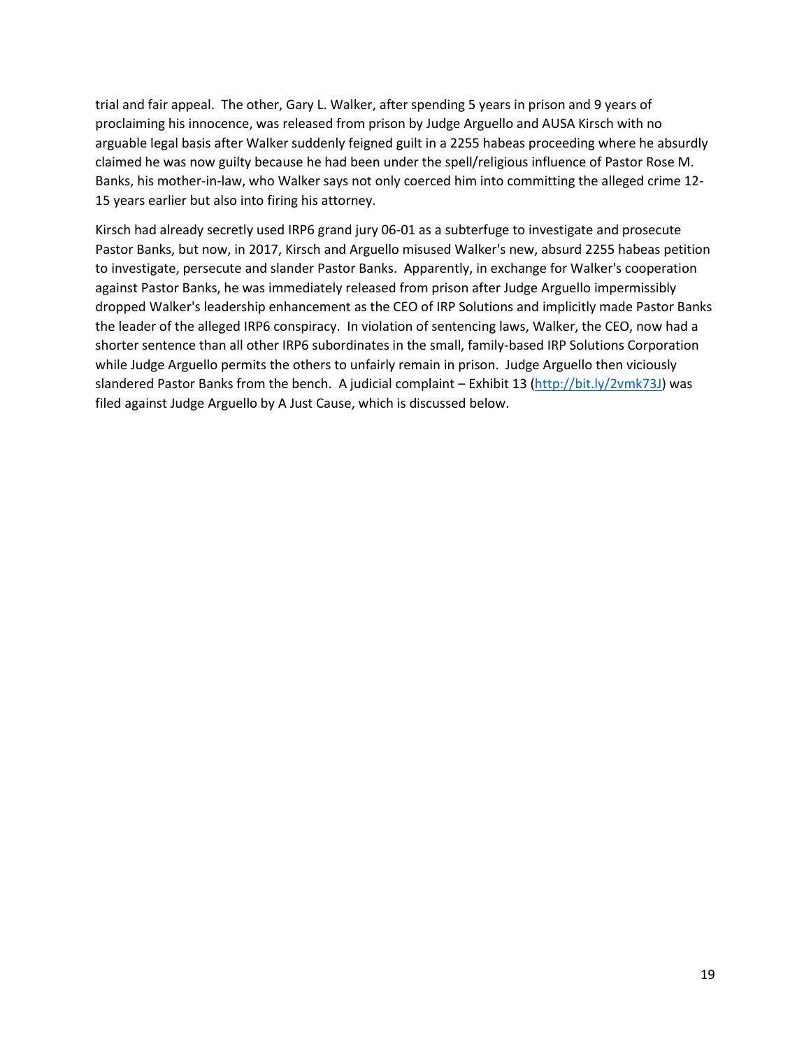trial and fair appeal. The other, Gary L. Walker, after spending 5 years in prison and 9 years of proclaiming his innocence, was released from prison by Judge Arguello and AUSA Kirsch with no arguable legal basis after Walker suddenly feigned guilt in a 2255 habeas proceeding where he absurdly claimed he was now guilty because he had been under the spell/religious influence of Pastor Rose M. Banks, his mother-in-law, who Walker says not only coerced him into committing the alleged crime 12-15 years earlier but also into firing his attorney.

Kirsch had already secretly used IRP6 grand jury 06-01 as a subterfuge to investigate and prosecute Pastor Banks, but now, in 2017, Kirsch and Arguello misused Walker's new, absurd 2255 habeas petition to investigate, persecute and slander Pastor Banks. Apparently, in exchange for Walker's cooperation against Pastor Banks, he was immediately released from prison after Judge Arguello impermissibly dropped Walker's leadership enhancement as the CEO of IRP Solutions and implicitly made Pastor Banks the leader of the alleged IRP6 conspiracy. In violation of sentencing laws, Walker, the CEO, now had a shorter sentence than all other IRP6 subordinates in the small, family-based IRP Solutions Corporation while Judge Arguello permits the others to unfairly remain in prison. Judge Arguello then viciously slandered Pastor Banks from the bench. A judicial complaint – Exhibit 13 ([http://bit.ly/2vmk73J](http://bit.ly/2vmk73J)) was filed against Judge Arguello by A Just Cause, which is discussed below.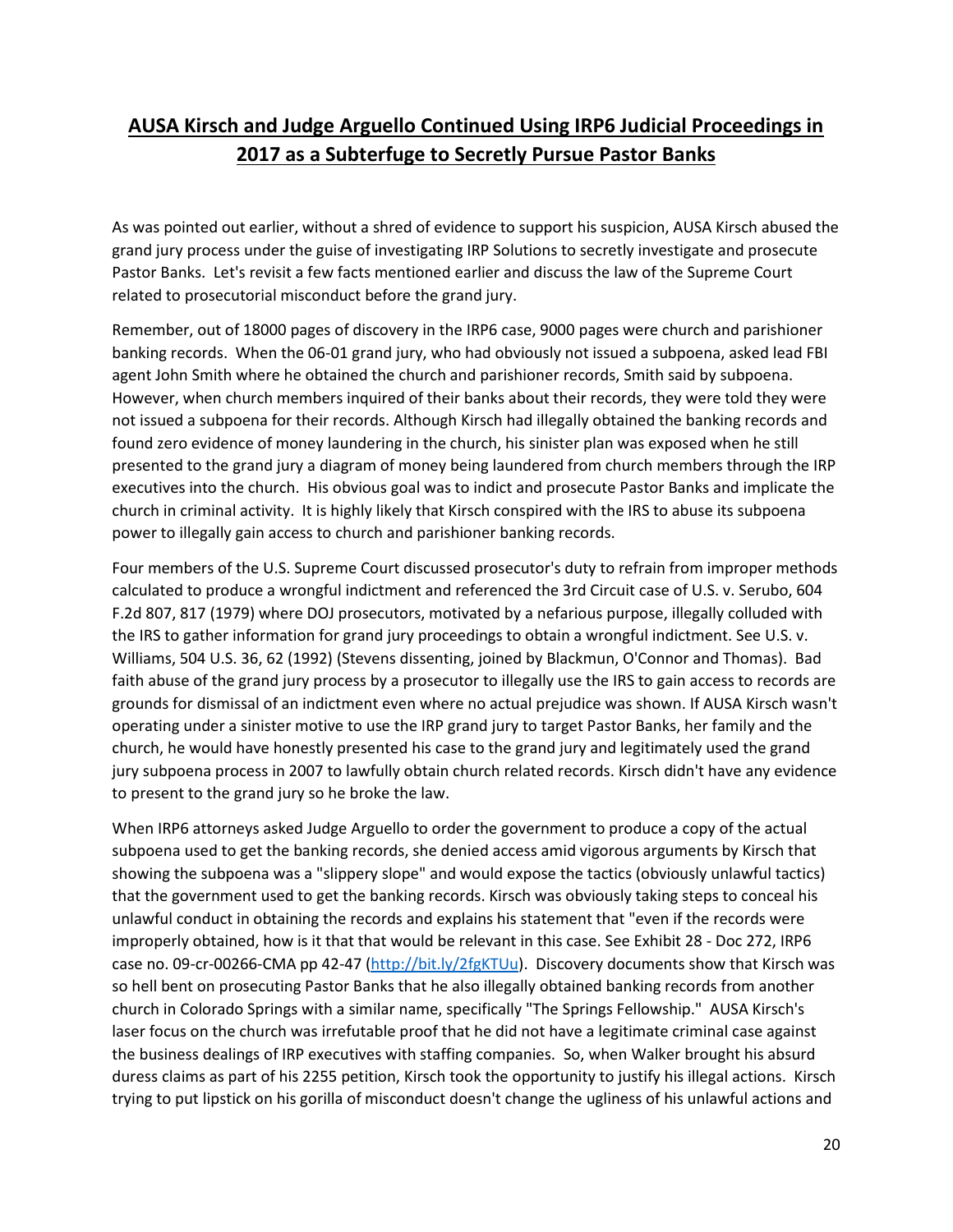## **AUSA Kirsch and Judge Arguello Continued Using IRP6 Judicial Proceedings in 2017 as a Subterfuge to Secretly Pursue Pastor Banks**

As was pointed out earlier, without a shred of evidence to support his suspicion, AUSA Kirsch abused the grand jury process under the guise of investigating IRP Solutions to secretly investigate and prosecute Pastor Banks. Let's revisit a few facts mentioned earlier and discuss the law of the Supreme Court related to prosecutorial misconduct before the grand jury.

Remember, out of 18000 pages of discovery in the IRP6 case, 9000 pages were church and parishioner banking records. When the 06-01 grand jury, who had obviously not issued a subpoena, asked lead FBI agent John Smith where he obtained the church and parishioner records, Smith said by subpoena. However, when church members inquired of their banks about their records, they were told they were not issued a subpoena for their records. Although Kirsch had illegally obtained the banking records and found zero evidence of money laundering in the church, his sinister plan was exposed when he still presented to the grand jury a diagram of money being laundered from church members through the IRP executives into the church. His obvious goal was to indict and prosecute Pastor Banks and implicate the church in criminal activity. It is highly likely that Kirsch conspired with the IRS to abuse its subpoena power to illegally gain access to church and parishioner banking records.

Four members of the U.S. Supreme Court discussed prosecutor's duty to refrain from improper methods calculated to produce a wrongful indictment and referenced the 3rd Circuit case of U.S. v. Serubo, 604 F.2d 807, 817 (1979) where DOJ prosecutors, motivated by a nefarious purpose, illegally colluded with the IRS to gather information for grand jury proceedings to obtain a wrongful indictment. See U.S. v. Williams, 504 U.S. 36, 62 (1992) (Stevens dissenting, joined by Blackmun, O'Connor and Thomas). Bad faith abuse of the grand jury process by a prosecutor to illegally use the IRS to gain access to records are grounds for dismissal of an indictment even where no actual prejudice was shown. If AUSA Kirsch wasn't operating under a sinister motive to use the IRP grand jury to target Pastor Banks, her family and the church, he would have honestly presented his case to the grand jury and legitimately used the grand jury subpoena process in 2007 to lawfully obtain church related records. Kirsch didn't have any evidence to present to the grand jury so he broke the law.

When IRP6 attorneys asked Judge Arguello to order the government to produce a copy of the actual subpoena used to get the banking records, she denied access amid vigorous arguments by Kirsch that showing the subpoena was a "slippery slope" and would expose the tactics (obviously unlawful tactics) that the government used to get the banking records. Kirsch was obviously taking steps to conceal his unlawful conduct in obtaining the records and explains his statement that "even if the records were improperly obtained, how is it that that would be relevant in this case. See Exhibit 28 - Doc 272, IRP6 case no. 09-cr-00266-CMA pp 42-47 ([http://bit.ly/2fgKTUu](http://bit.ly/2fgKTUu)). Discovery documents show that Kirsch was so hell bent on prosecuting Pastor Banks that he also illegally obtained banking records from another church in Colorado Springs with a similar name, specifically "The Springs Fellowship." AUSA Kirsch's laser focus on the church was irrefutable proof that he did not have a legitimate criminal case against the business dealings of IRP executives with staffing companies. So, when Walker brought his absurd duress claims as part of his 2255 petition, Kirsch took the opportunity to justify his illegal actions. Kirsch trying to put lipstick on his gorilla of misconduct doesn't change the ugliness of his unlawful actions and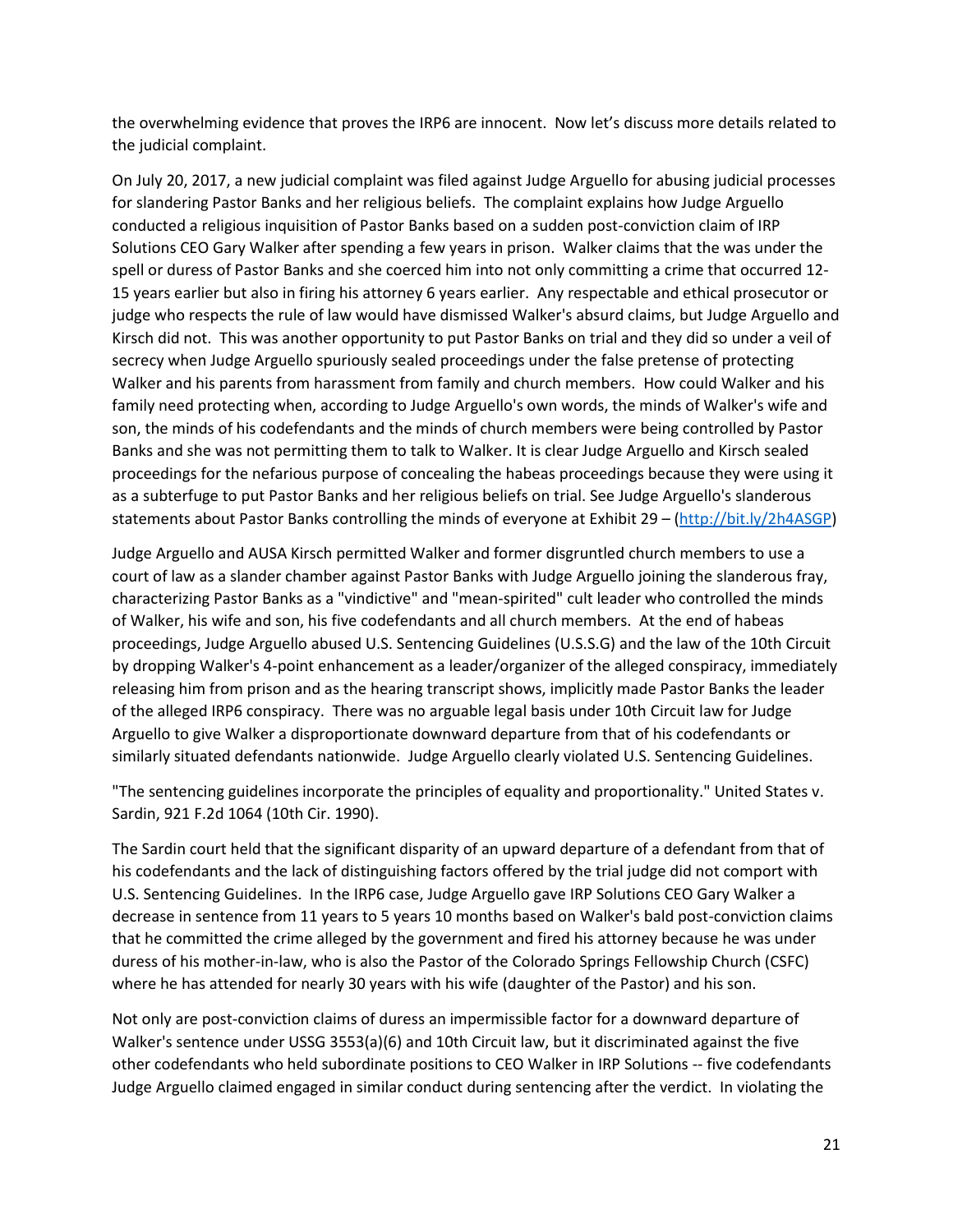the overwhelming evidence that proves the IRP6 are innocent. Now let's discuss more details related to the judicial complaint.

On July 20, 2017, a new judicial complaint was filed against Judge Arguello for abusing judicial processes for slandering Pastor Banks and her religious beliefs. The complaint explains how Judge Arguello conducted a religious inquisition of Pastor Banks based on a sudden post-conviction claim of IRP Solutions CEO Gary Walker after spending a few years in prison. Walker claims that the was under the spell or duress of Pastor Banks and she coerced him into not only committing a crime that occurred 12-15 years earlier but also in firing his attorney 6 years earlier. Any respectable and ethical prosecutor or judge who respects the rule of law would have dismissed Walker's absurd claims, but Judge Arguello and Kirsch did not. This was another opportunity to put Pastor Banks on trial and they did so under a veil of secrecy when Judge Arguello spuriously sealed proceedings under the false pretense of protecting Walker and his parents from harassment from family and church members. How could Walker and his family need protecting when, according to Judge Arguello's own words, the minds of Walker's wife and son, the minds of his codefendants and the minds of church members were being controlled by Pastor Banks and she was not permitting them to talk to Walker. It is clear Judge Arguello and Kirsch sealed proceedings for the nefarious purpose of concealing the habeas proceedings because they were using it as a subterfuge to put Pastor Banks and her religious beliefs on trial. See Judge Arguello's slanderous statements about Pastor Banks controlling the minds of everyone at Exhibit 29 – (http://bit.ly/2h4ASGP)

Judge Arguello and AUSA Kirsch permitted Walker and former disgruntled church members to use a court of law as a slander chamber against Pastor Banks with Judge Arguello joining the slanderous fray, characterizing Pastor Banks as a "vindictive" and "mean-spirited" cult leader who controlled the minds of Walker, his wife and son, his five codefendants and all church members. At the end of habeas proceedings, Judge Arguello abused U.S. Sentencing Guidelines (U.S.S.G) and the law of the 10th Circuit by dropping Walker's 4-point enhancement as a leader/organizer of the alleged conspiracy, immediately releasing him from prison and as the hearing transcript shows, implicitly made Pastor Banks the leader of the alleged IRP6 conspiracy. There was no arguable legal basis under 10th Circuit law for Judge Arguello to give Walker a disproportionate downward departure from that of his codefendants or similarly situated defendants nationwide. Judge Arguello clearly violated U.S. Sentencing Guidelines.

"The sentencing guidelines incorporate the principles of equality and proportionality." United States v. Sardin, 921 F.2d 1064 (10th Cir. 1990).

The Sardin court held that the significant disparity of an upward departure of a defendant from that of his codefendants and the lack of distinguishing factors offered by the trial judge did not comport with U.S. Sentencing Guidelines. In the IRP6 case, Judge Arguello gave IRP Solutions CEO Gary Walker a decrease in sentence from 11 years to 5 years 10 months based on Walker's bald post-conviction claims that he committed the crime alleged by the government and fired his attorney because he was under duress of his mother-in-law, who is also the Pastor of the Colorado Springs Fellowship Church (CSFC) where he has attended for nearly 30 years with his wife (daughter of the Pastor) and his son.

Not only are post-conviction claims of duress an impermissible factor for a downward departure of Walker's sentence under USSG 3553(a)(6) and 10th Circuit law, but it discriminated against the five other codefendants who held subordinate positions to CEO Walker in IRP Solutions -- five codefendants Judge Arguello claimed engaged in similar conduct during sentencing after the verdict. In violating the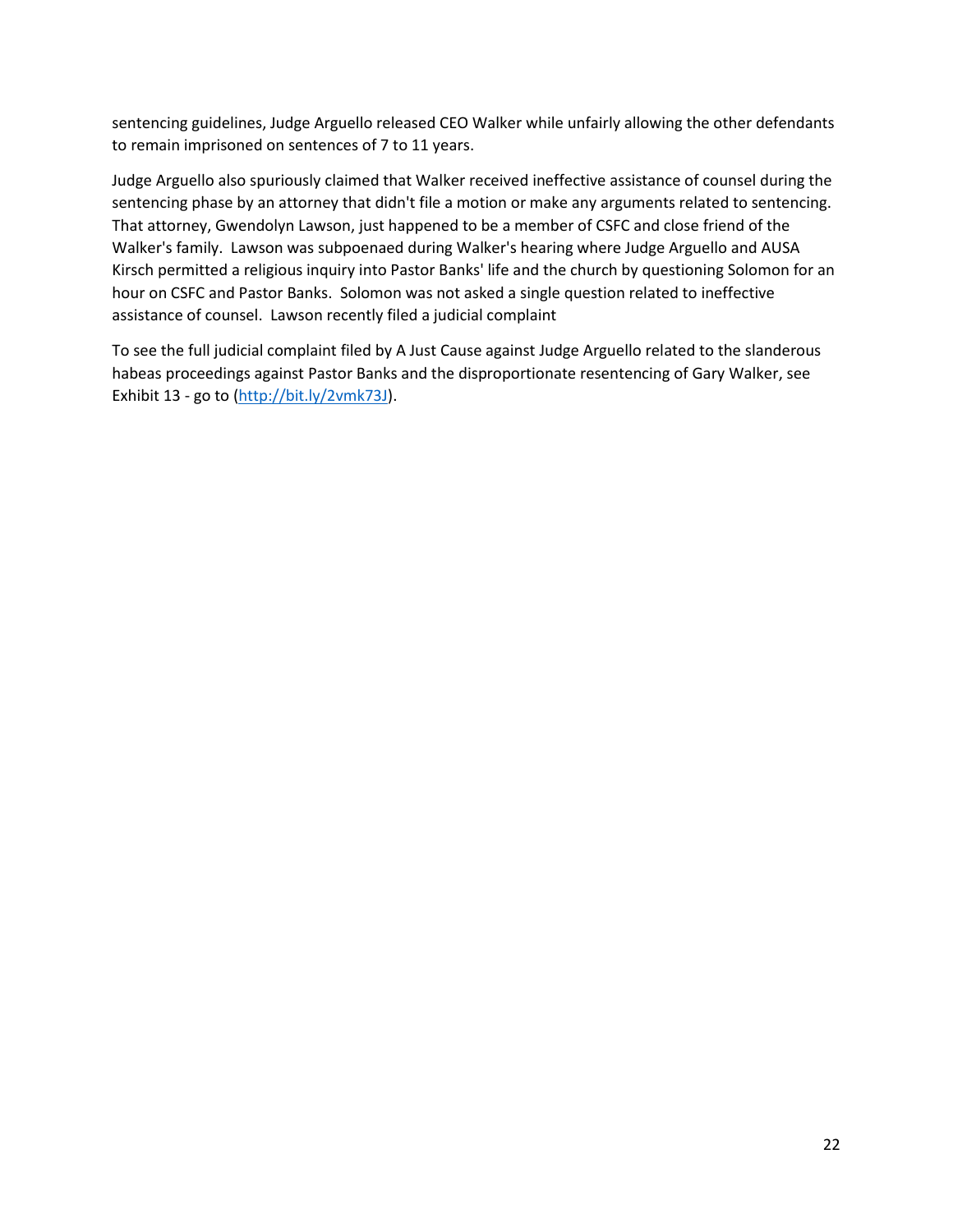sentencing guidelines, Judge Arguello released CEO Walker while unfairly allowing the other defendants to remain imprisoned on sentences of 7 to 11 years.

Judge Arguello also spuriously claimed that Walker received ineffective assistance of counsel during the sentencing phase by an attorney that didn't file a motion or make any arguments related to sentencing. That attorney, Gwendolyn Lawson, just happened to be a member of CSFC and close friend of the Walker's family. Lawson was subpoenaed during Walker's hearing where Judge Arguello and AUSA Kirsch permitted a religious inquiry into Pastor Banks' life and the church by questioning Solomon for an hour on CSFC and Pastor Banks. Solomon was not asked a single question related to ineffective assistance of counsel. Lawson recently filed a judicial complaint

To see the full judicial complaint filed by A Just Cause against Judge Arguello related to the slanderous habeas proceedings against Pastor Banks and the disproportionate resentencing of Gary Walker, see Exhibit 13 - go to (http://bit.ly/2vmk73J).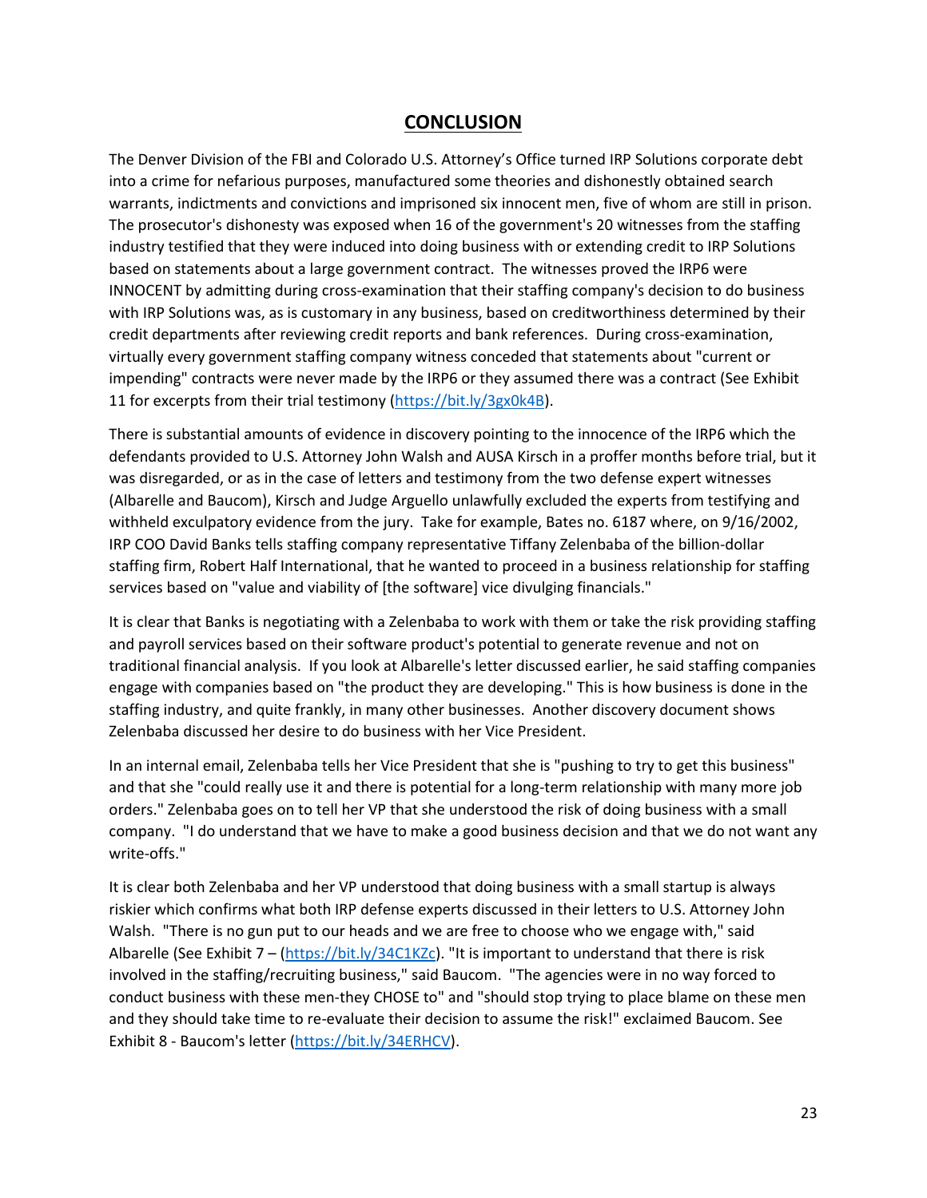## CONCLUSION

The Denver Division of the FBI and Colorado U.S. Attorney's Office turned IRP Solutions corporate debt into a crime for nefarious purposes, manufactured some theories and dishonestly obtained search warrants, indictments and convictions and imprisoned six innocent men, five of whom are still in prison. The prosecutor's dishonesty was exposed when 16 of the government's 20 witnesses from the staffing industry testified that they were induced into doing business with or extending credit to IRP Solutions based on statements about a large government contract. The witnesses proved the IRP6 were INNOCENT by admitting during cross-examination that their staffing company's decision to do business with IRP Solutions was, as is customary in any business, based on creditworthiness determined by their credit departments after reviewing credit reports and bank references. During cross-examination, virtually every government staffing company witness conceded that statements about "current or impending" contracts were never made by the IRP6 or they assumed there was a contract (See Exhibit 11 for excerpts from their trial testimony (https://bit.ly/3gx0k4B).

There is substantial amounts of evidence in discovery pointing to the innocence of the IRP6 which the defendants provided to U.S. Attorney John Walsh and AUSA Kirsch in a proffer months before trial, but it was disregarded, or as in the case of letters and testimony from the two defense expert witnesses (Albarelle and Baucom), Kirsch and Judge Arguello unlawfully excluded the experts from testifying and withheld exculpatory evidence from the jury. Take for example, Bates no. 6187 where, on 9/16/2002, IRP COO David Banks tells staffing company representative Tiffany Zelenbaba of the billion-dollar staffing firm, Robert Half International, that he wanted to proceed in a business relationship for staffing services based on "value and viability of [the software] vice divulging financials."

It is clear that Banks is negotiating with a Zelenbaba to work with them or take the risk providing staffing and payroll services based on their software product's potential to generate revenue and not on traditional financial analysis. If you look at Albarelle's letter discussed earlier, he said staffing companies engage with companies based on "the product they are developing." This is how business is done in the staffing industry, and quite frankly, in many other businesses. Another discovery document shows Zelenbaba discussed her desire to do business with her Vice President.

In an internal email, Zelenbaba tells her Vice President that she is "pushing to try to get this business" and that she "could really use it and there is potential for a long-term relationship with many more job orders." Zelenbaba goes on to tell her VP that she understood the risk of doing business with a small company. "I do understand that we have to make a good business decision and that we do not want any write-offs."

It is clear both Zelenbaba and her VP understood that doing business with a small startup is always riskier which confirms what both IRP defense experts discussed in their letters to U.S. Attorney John Walsh. "There is no gun put to our heads and we are free to choose who we engage with," said Albarelle (See Exhibit 7 – (https://bit.ly/34C1KZc). "It is important to understand that there is risk involved in the staffing/recruiting business," said Baucom. "The agencies were in no way forced to conduct business with these men-they CHOSE to" and "should stop trying to place blame on these men and they should take time to re-evaluate their decision to assume the risk!" exclaimed Baucom. See Exhibit 8 - Baucom's letter (https://bit.ly/34ERHCV).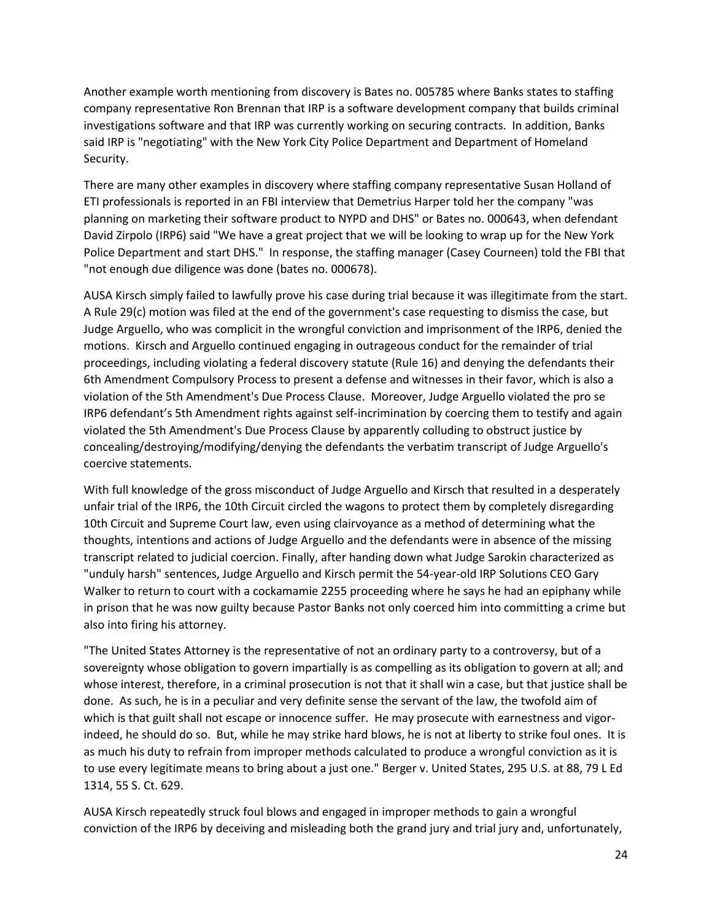Another example worth mentioning from discovery is Bates no. 005785 where Banks states to staffing company representative Ron Brennan that IRP is a software development company that builds criminal investigations software and that IRP was currently working on securing contracts. In addition, Banks said IRP is "negotiating" with the New York City Police Department and Department of Homeland Security.

There are many other examples in discovery where staffing company representative Susan Holland of ETI professionals is reported in an FBI interview that Demetrius Harper told her the company "was planning on marketing their software product to NYPD and DHS" or Bates no. 000643, when defendant David Zirpolo (IRP6) said "We have a great project that we will be looking to wrap up for the New York Police Department and start DHS." In response, the staffing manager (Casey Courneen) told the FBI that "not enough due diligence was done (bates no. 000678).

AUSA Kirsch simply failed to lawfully prove his case during trial because it was illegitimate from the start. A Rule 29(c) motion was filed at the end of the government's case requesting to dismiss the case, but Judge Arguello, who was complicit in the wrongful conviction and imprisonment of the IRP6, denied the motions. Kirsch and Arguello continued engaging in outrageous conduct for the remainder of trial proceedings, including violating a federal discovery statute (Rule 16) and denying the defendants their 6th Amendment Compulsory Process to present a defense and witnesses in their favor, which is also a violation of the 5th Amendment's Due Process Clause. Moreover, Judge Arguello violated the pro se IRP6 defendant's 5th Amendment rights against self-incrimination by coercing them to testify and again violated the 5th Amendment's Due Process Clause by apparently colluding to obstruct justice by concealing/destroying/modifying/denying the defendants the verbatim transcript of Judge Arguello's coercive statements.

With full knowledge of the gross misconduct of Judge Arguello and Kirsch that resulted in a desperately unfair trial of the IRP6, the 10th Circuit circled the wagons to protect them by completely disregarding 10th Circuit and Supreme Court law, even using clairvoyance as a method of determining what the thoughts, intentions and actions of Judge Arguello and the defendants were in absence of the missing transcript related to judicial coercion. Finally, after handing down what Judge Sarokin characterized as "unduly harsh" sentences, Judge Arguello and Kirsch permit the 54-year-old IRP Solutions CEO Gary Walker to return to court with a cockamamie 2255 proceeding where he says he had an epiphany while in prison that he was now guilty because Pastor Banks not only coerced him into committing a crime but also into firing his attorney.

"The United States Attorney is the representative of not an ordinary party to a controversy, but of a sovereignty whose obligation to govern impartially is as compelling as its obligation to govern at all; and whose interest, therefore, in a criminal prosecution is not that it shall win a case, but that justice shall be done. As such, he is in a peculiar and very definite sense the servant of the law, the twofold aim of which is that guilt shall not escape or innocence suffer. He may prosecute with earnestness and vigor-indeed, he should do so. But, while he may strike hard blows, he is not at liberty to strike foul ones. It is as much his duty to refrain from improper methods calculated to produce a wrongful conviction as it is to use every legitimate means to bring about a just one." Berger v. United States, 295 U.S. at 88, 79 L Ed 1314, 55 S. Ct. 629.

AUSA Kirsch repeatedly struck foul blows and engaged in improper methods to gain a wrongful conviction of the IRP6 by deceiving and misleading both the grand jury and trial jury and, unfortunately,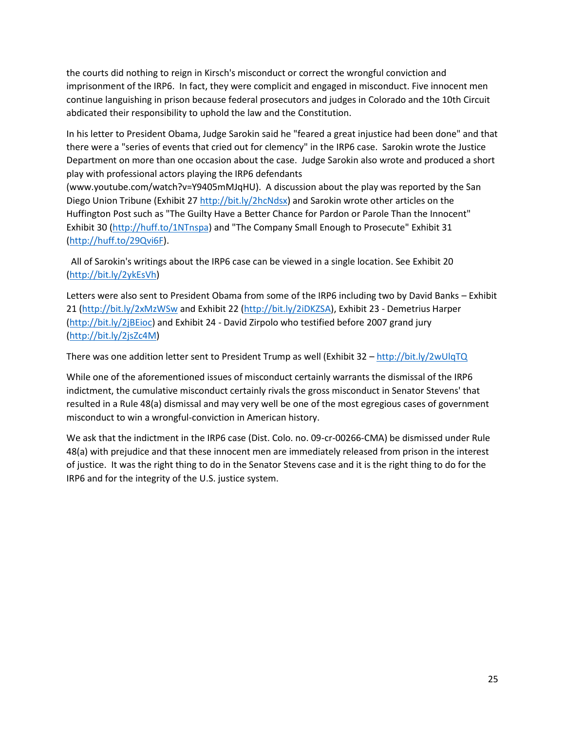the courts did nothing to reign in Kirsch's misconduct or correct the wrongful conviction and imprisonment of the IRP6. In fact, they were complicit and engaged in misconduct. Five innocent men continue languishing in prison because federal prosecutors and judges in Colorado and the 10th Circuit abdicated their responsibility to uphold the law and the Constitution.

In his letter to President Obama, Judge Sarokin said he "feared a great injustice had been done" and that there were a "series of events that cried out for clemency" in the IRP6 case. Sarokin wrote the Justice Department on more than one occasion about the case. Judge Sarokin also wrote and produced a short play with professional actors playing the IRP6 defendants (www.youtube.com/watch?v=Y9405mMJqHU). A discussion about the play was reported by the San Diego Union Tribune (Exhibit 27 http://bit.ly/2hcNdsx) and Sarokin wrote other articles on the Huffington Post such as "The Guilty Have a Better Chance for Pardon or Parole Than the Innocent" Exhibit 30 (http://huff.to/1NTnspa) and "The Company Small Enough to Prosecute" Exhibit 31 (http://huff.to/29Qvi6F).

All of Sarokin's writings about the IRP6 case can be viewed in a single location. See Exhibit 20 (http://bit.ly/2ykEsVh)

Letters were also sent to President Obama from some of the IRP6 including two by David Banks – Exhibit 21 (http://bit.ly/2xMzWSw and Exhibit 22 (http://bit.ly/2iDKZSA), Exhibit 23 - Demetrius Harper (http://bit.ly/2jBEioc) and Exhibit 24 - David Zirpolo who testified before 2007 grand jury (http://bit.ly/2jsZc4M)

There was one addition letter sent to President Trump as well (Exhibit 32 – http://bit.ly/2wUlqTQ

While one of the aforementioned issues of misconduct certainly warrants the dismissal of the IRP6 indictment, the cumulative misconduct certainly rivals the gross misconduct in Senator Stevens' that resulted in a Rule 48(a) dismissal and may very well be one of the most egregious cases of government misconduct to win a wrongful-conviction in American history.

We ask that the indictment in the IRP6 case (Dist. Colo. no. 09-cr-00266-CMA) be dismissed under Rule 48(a) with prejudice and that these innocent men are immediately released from prison in the interest of justice. It was the right thing to do in the Senator Stevens case and it is the right thing to do for the IRP6 and for the integrity of the U.S. justice system.